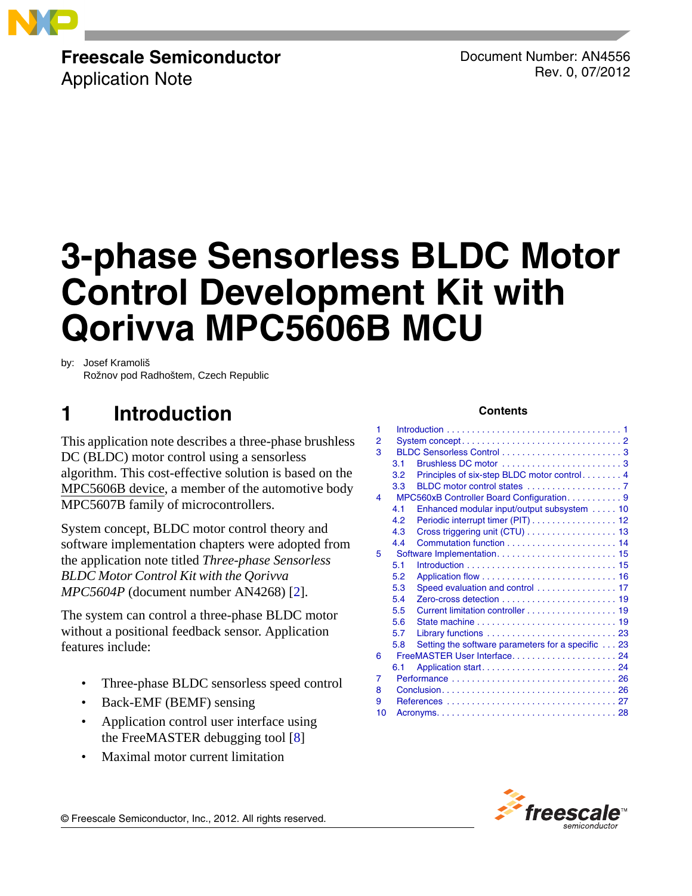Freescale Semiconductor
Application Note

Document Number: AN4556
Rev. 0, 07/2012

# 3-phase Sensorless BLDC Motor Control Development Kit with Qorivva MPC5606B MCU

by: Josef Kramoliš
Rožnov pod Radhoštem, Czech Republic

## 1 Introduction

This application note describes a three-phase brushless DC (BLDC) motor control using a sensorless algorithm. This cost-effective solution is based on the MPC5606B device, a member of the automotive body MPC5607B family of microcontrollers.

System concept, BLDC motor control theory and software implementation chapters were adopted from the application note titled *Three-phase Sensorless BLDC Motor Control Kit with the Qorivva MPC5604P* (document number AN4268) [2].

The system can control a three-phase BLDC motor without a positional feedback sensor. Application features include:

- Three-phase BLDC sensorless speed control
- Back-EMF (BEMF) sensing
- Application control user interface using the FreeMASTER debugging tool [8]
- Maximal motor current limitation

**Contents**

| | | |
|---|---|---|
| 1 | Introduction | 1 |
| 2 | System concept | 2 |
| 3 | BLDC Sensorless Control | 3 |
| 3.1 | Brushless DC motor | 3 |
| 3.2 | Principles of six-step BLDC motor control | 4 |
| 3.3 | BLDC motor control states | 7 |
| 4 | MPC560xB Controller Board Configuration | 9 |
| 4.1 | Enhanced modular input/output subsystem | 10 |
| 4.2 | Periodic interrupt timer (PIT) | 12 |
| 4.3 | Cross triggering unit (CTU) | 13 |
| 4.4 | Commutation function | 14 |
| 5 | Software Implementation | 15 |
| 5.1 | Introduction | 15 |
| 5.2 | Application flow | 16 |
| 5.3 | Speed evaluation and control | 17 |
| 5.4 | Zero-cross detection | 19 |
| 5.5 | Current limitation controller | 19 |
| 5.6 | State machine | 19 |
| 5.7 | Library functions | 23 |
| 5.8 | Setting the software parameters for a specific | 23 |
| 6 | FreeMASTER User Interface | 24 |
| 6.1 | Application start | 24 |
| 7 | Performance | 26 |
| 8 | Conclusion | 26 |
| 9 | References | 27 |
| 10 | Acronyms | 28 |

© Freescale Semiconductor, Inc., 2012. All rights reserved.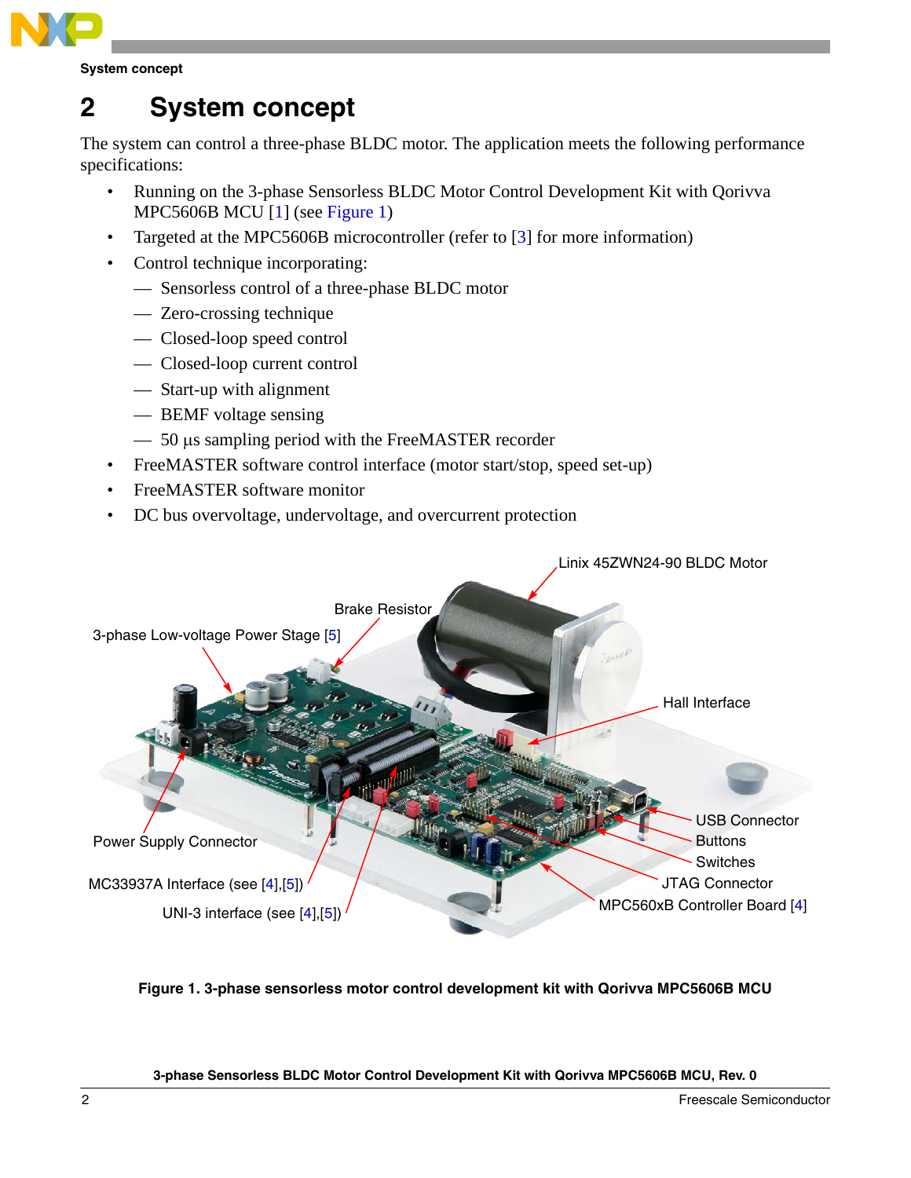# 2 System concept

The system can control a three-phase BLDC motor. The application meets the following performance specifications:

- Running on the 3-phase Sensorless BLDC Motor Control Development Kit with Qorivva MPC5606B MCU [1] (see Figure 1)
- Targeted at the MPC5606B microcontroller (refer to [3] for more information)
- Control technique incorporating:
  - — Sensorless control of a three-phase BLDC motor
  - — Zero-crossing technique
  - — Closed-loop speed control
  - — Closed-loop current control
  - — Start-up with alignment
  - — BEMF voltage sensing
  - — 50 µs sampling period with the FreeMASTER recorder
- FreeMASTER software control interface (motor start/stop, speed set-up)
- FreeMASTER software monitor
- DC bus overvoltage, undervoltage, and overcurrent protection

Linix 45ZWN24-90 BLDC Motor
Brake Resistor
3-phase Low-voltage Power Stage [5]
Hall Interface
USB Connector
Buttons
Switches
JTAG Connector
MPC560xB Controller Board [4]
Power Supply Connector
MC33937A Interface (see [4],[5])
UNI-3 interface (see [4],[5])

**Figure 1. 3-phase sensorless motor control development kit with Qorivva MPC5606B MCU**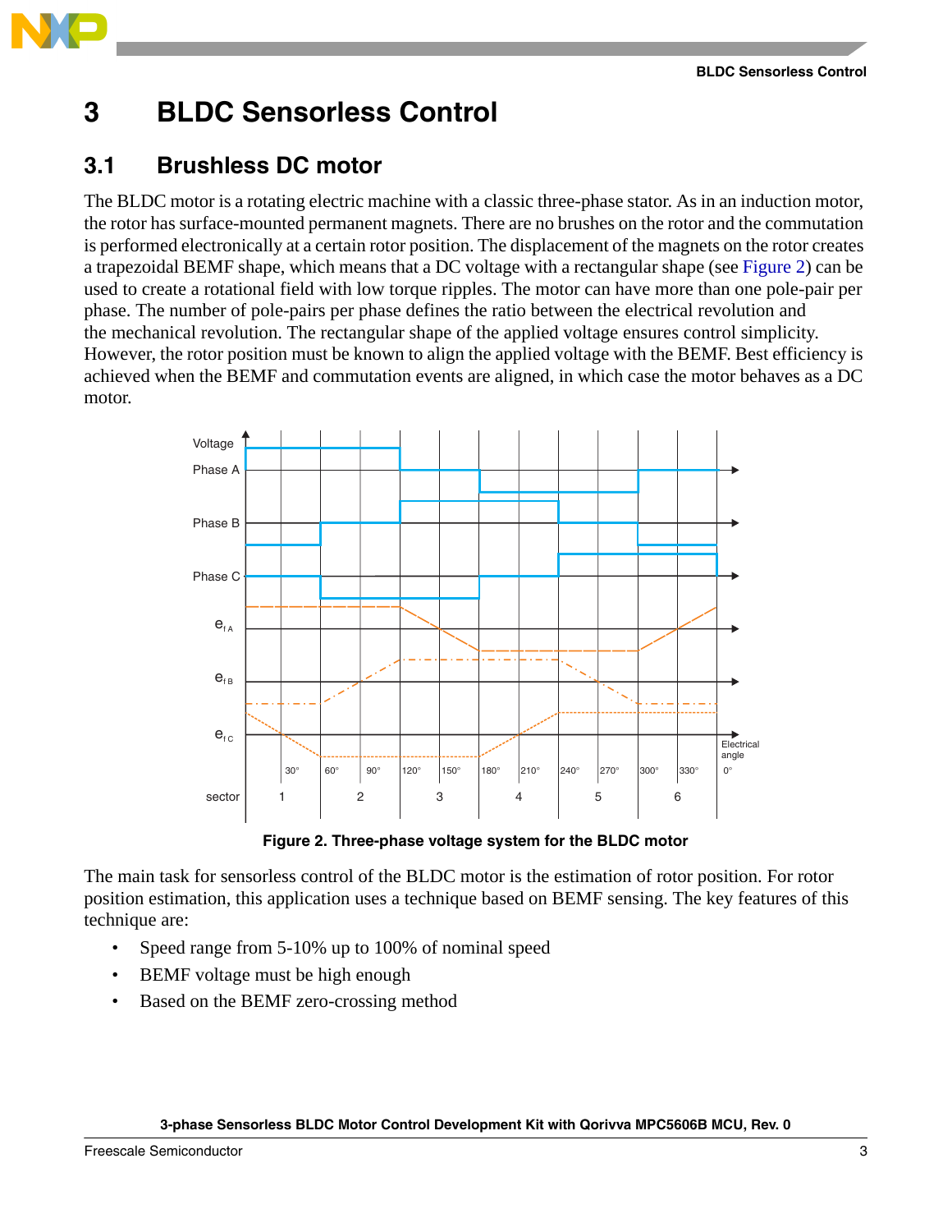# 3 BLDC Sensorless Control

## 3.1 Brushless DC motor

The BLDC motor is a rotating electric machine with a classic three-phase stator. As in an induction motor, the rotor has surface-mounted permanent magnets. There are no brushes on the rotor and the commutation is performed electronically at a certain rotor position. The displacement of the magnets on the rotor creates a trapezoidal BEMF shape, which means that a DC voltage with a rectangular shape (see Figure 2) can be used to create a rotational field with low torque ripples. The motor can have more than one pole-pair per phase. The number of pole-pairs per phase defines the ratio between the electrical revolution and the mechanical revolution. The rectangular shape of the applied voltage ensures control simplicity. However, the rotor position must be known to align the applied voltage with the BEMF. Best efficiency is achieved when the BEMF and commutation events are aligned, in which case the motor behaves as a DC motor.

**Figure 2. Three-phase voltage system for the BLDC motor**

The main task for sensorless control of the BLDC motor is the estimation of rotor position. For rotor position estimation, this application uses a technique based on BEMF sensing. The key features of this technique are:

- Speed range from 5-10% up to 100% of nominal speed
- BEMF voltage must be high enough
- Based on the BEMF zero-crossing method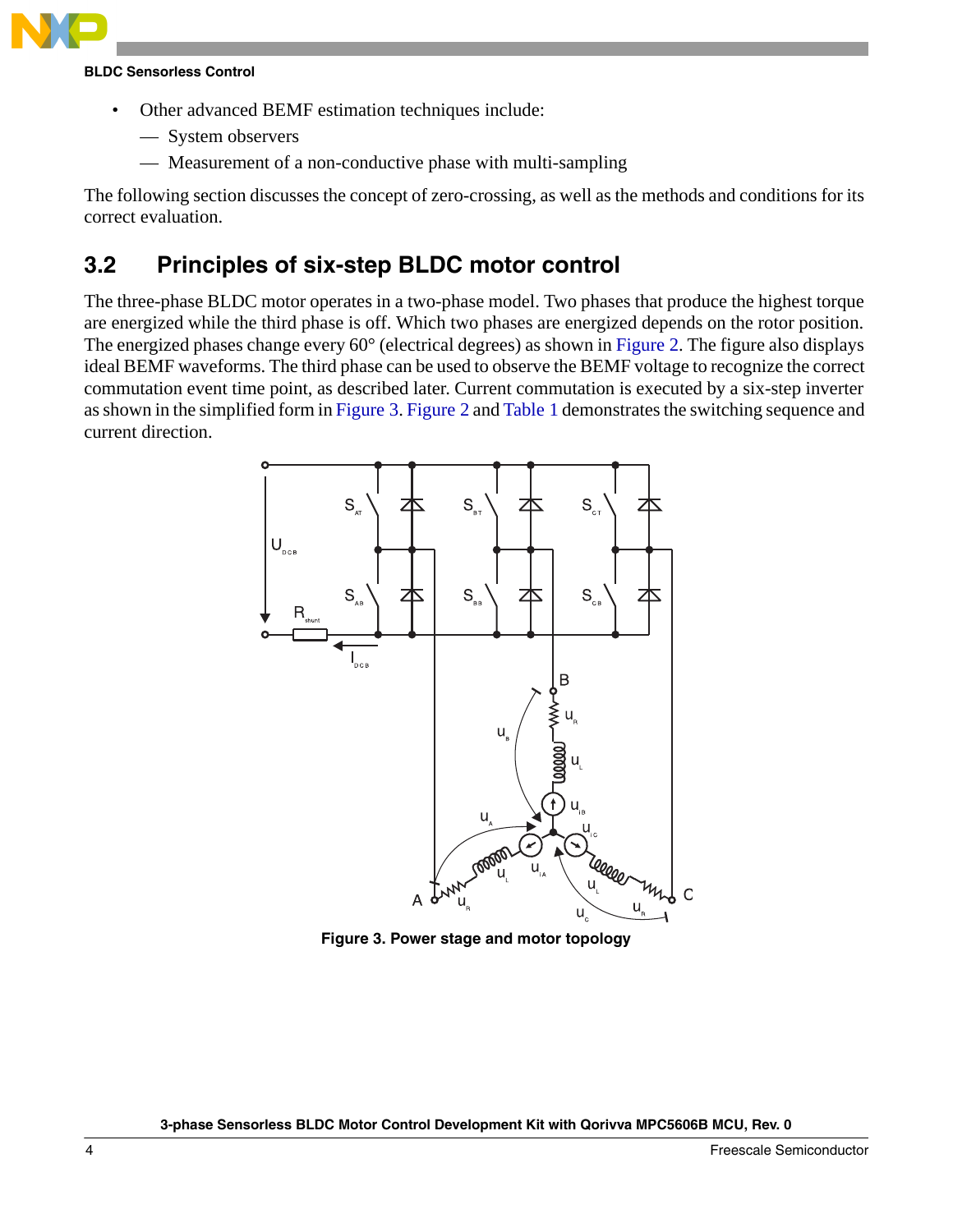- Other advanced BEMF estimation techniques include:
  - System observers
  - Measurement of a non-conductive phase with multi-sampling

The following section discusses the concept of zero-crossing, as well as the methods and conditions for its correct evaluation.

## 3.2 Principles of six-step BLDC motor control

The three-phase BLDC motor operates in a two-phase model. Two phases that produce the highest torque are energized while the third phase is off. Which two phases are energized depends on the rotor position. The energized phases change every 60° (electrical degrees) as shown in Figure 2. The figure also displays ideal BEMF waveforms. The third phase can be used to observe the BEMF voltage to recognize the correct commutation event time point, as described later. Current commutation is executed by a six-step inverter as shown in the simplified form in Figure 3. Figure 2 and Table 1 demonstrates the switching sequence and current direction.

**Figure 3. Power stage and motor topology**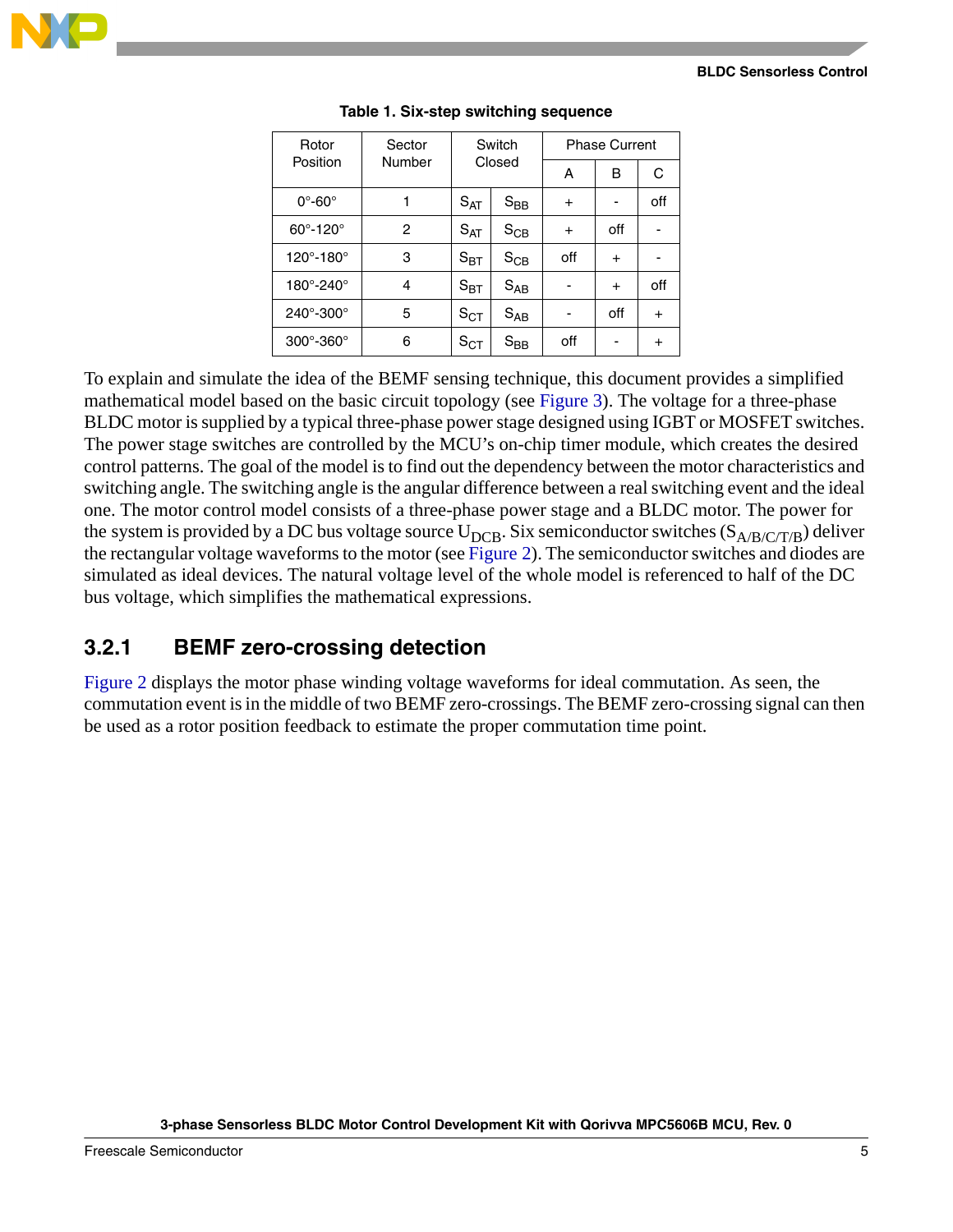Table 1. Six-step switching sequence

| Rotor Position | Sector Number | Switch Closed | | Phase Current | | |
|---|---|---|---|---|---|---|
| | | | | A | B | C |
| 0°-60° | 1 | $S_{AT}$ | $S_{BB}$ | + | - | off |
| 60°-120° | 2 | $S_{AT}$ | $S_{CB}$ | + | off | - |
| 120°-180° | 3 | $S_{BT}$ | $S_{CB}$ | off | + | - |
| 180°-240° | 4 | $S_{BT}$ | $S_{AB}$ | - | + | off |
| 240°-300° | 5 | $S_{CT}$ | $S_{AB}$ | - | off | + |
| 300°-360° | 6 | $S_{CT}$ | $S_{BB}$ | off | - | + |

To explain and simulate the idea of the BEMF sensing technique, this document provides a simplified mathematical model based on the basic circuit topology (see Figure 3). The voltage for a three-phase BLDC motor is supplied by a typical three-phase power stage designed using IGBT or MOSFET switches. The power stage switches are controlled by the MCU's on-chip timer module, which creates the desired control patterns. The goal of the model is to find out the dependency between the motor characteristics and switching angle. The switching angle is the angular difference between a real switching event and the ideal one. The motor control model consists of a three-phase power stage and a BLDC motor. The power for the system is provided by a DC bus voltage source $U_{DCB}$. Six semiconductor switches ($S_{A/B/C/T/B}$) deliver the rectangular voltage waveforms to the motor (see Figure 2). The semiconductor switches and diodes are simulated as ideal devices. The natural voltage level of the whole model is referenced to half of the DC bus voltage, which simplifies the mathematical expressions.

### 3.2.1 BEMF zero-crossing detection

Figure 2 displays the motor phase winding voltage waveforms for ideal commutation. As seen, the commutation event is in the middle of two BEMF zero-crossings. The BEMF zero-crossing signal can then be used as a rotor position feedback to estimate the proper commutation time point.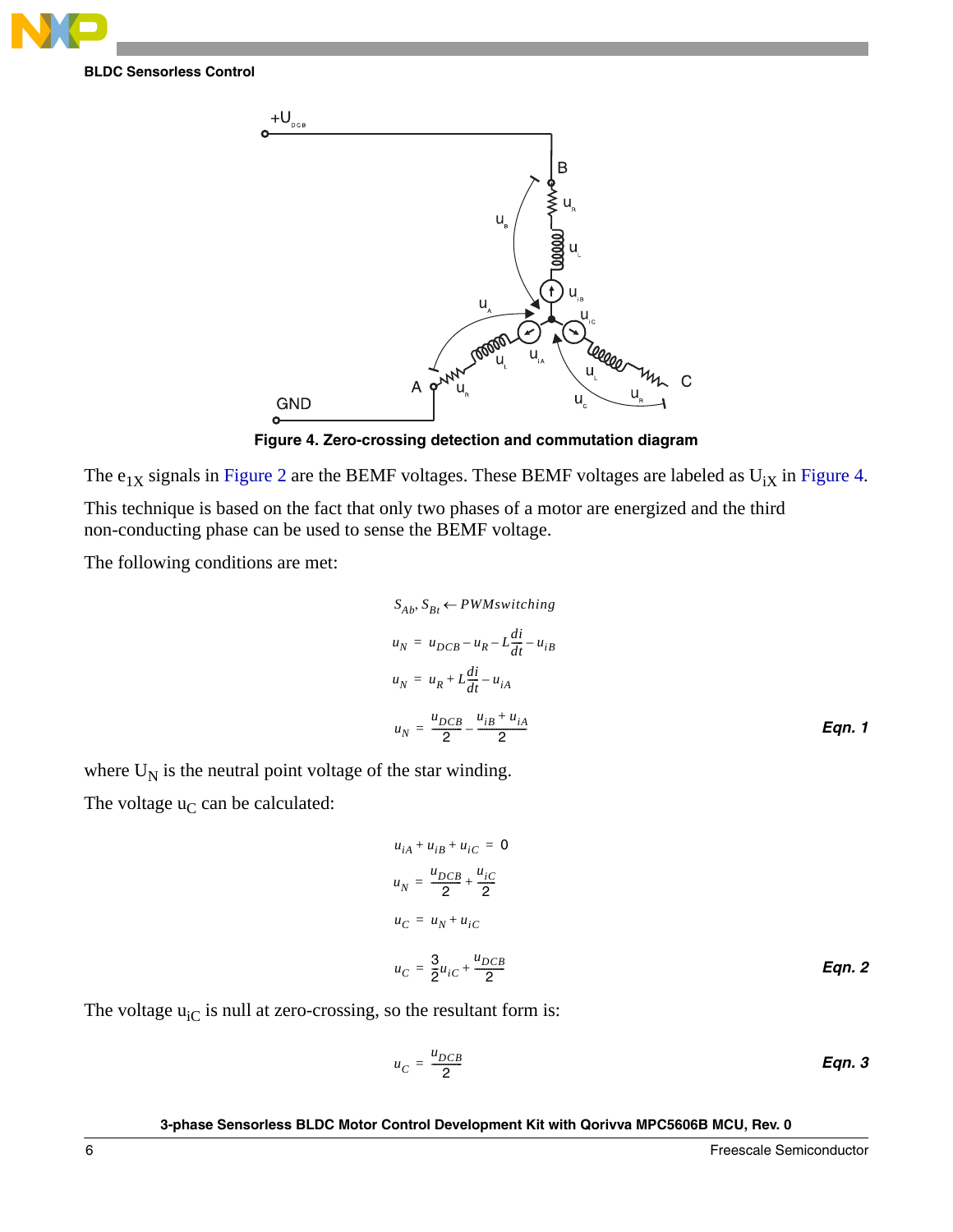Figure 4. Zero-crossing detection and commutation diagram

The $e_{1X}$ signals in Figure 2 are the BEMF voltages. These BEMF voltages are labeled as $U_{iX}$ in Figure 4.

This technique is based on the fact that only two phases of a motor are energized and the third non-conducting phase can be used to sense the BEMF voltage.

The following conditions are met:

$$
\begin{aligned}
& S_{Ab}, S_{Bt} \leftarrow PWMswitching \\
& u_N = u_{DCB} - u_R - L\frac{di}{dt} - u_{iB} \\
& u_N = u_R + L\frac{di}{dt} - u_{iA} \\
& u_N = \frac{u_{DCB}}{2} - \frac{u_{iB} + u_{iA}}{2}
\end{aligned}
\qquad \textbf{Eqn. 1}
$$

where $U_N$ is the neutral point voltage of the star winding.

The voltage $u_C$ can be calculated:

$$
\begin{aligned}
& u_{iA} + u_{iB} + u_{iC} = 0 \\
& u_N = \frac{u_{DCB}}{2} + \frac{u_{iC}}{2} \\
& u_C = u_N + u_{iC} \\
& u_C = \frac{3}{2}u_{iC} + \frac{u_{DCB}}{2}
\end{aligned}
\qquad \textbf{Eqn. 2}
$$

The voltage $u_{iC}$ is null at zero-crossing, so the resultant form is:

$$
u_C = \frac{u_{DCB}}{2} \qquad \textbf{Eqn. 3}
$$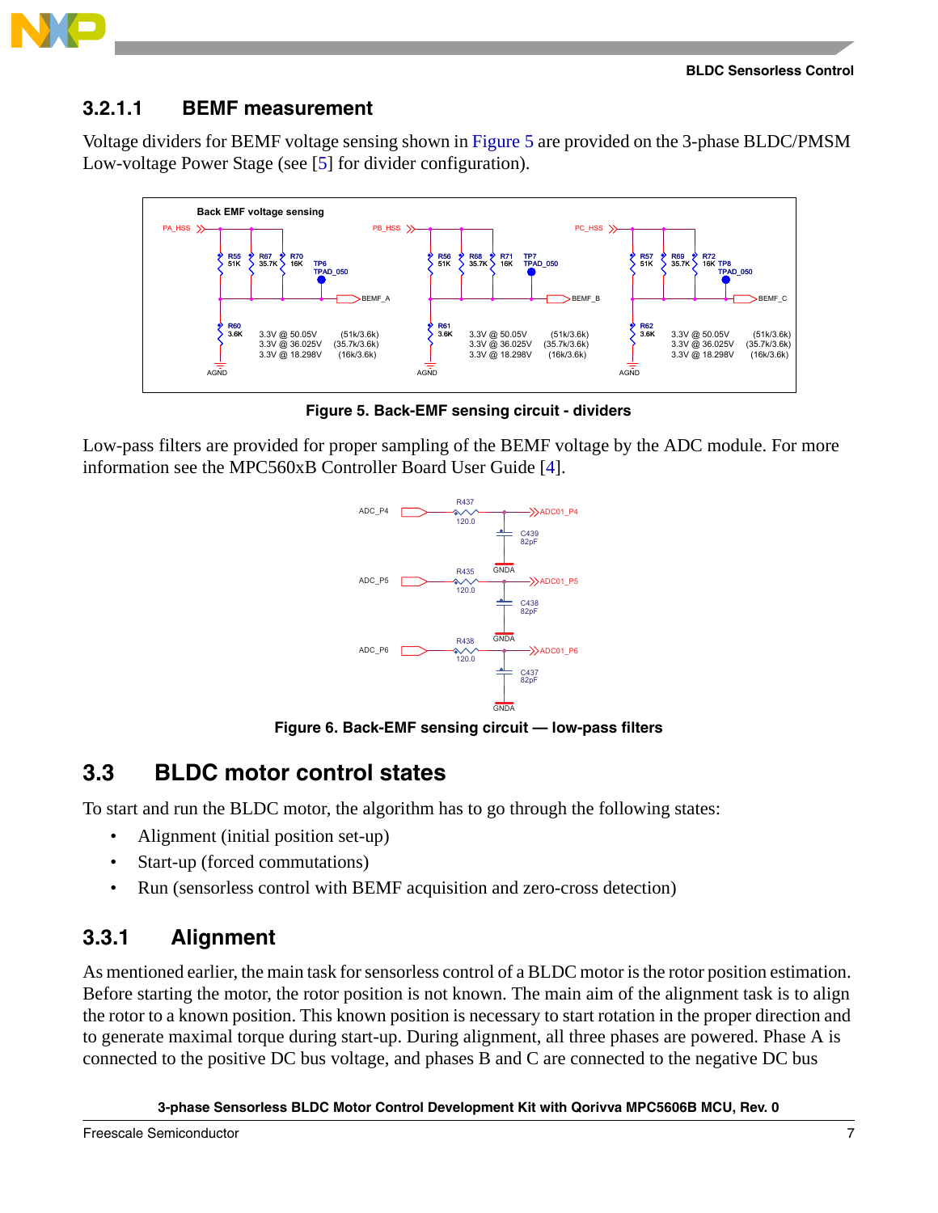### 3.2.1.1 BEMF measurement

Voltage dividers for BEMF voltage sensing shown in Figure 5 are provided on the 3-phase BLDC/PMSM Low-voltage Power Stage (see [5] for divider configuration).

**Figure 5. Back-EMF sensing circuit - dividers**

Low-pass filters are provided for proper sampling of the BEMF voltage by the ADC module. For more information see the MPC560xB Controller Board User Guide [4].

**Figure 6. Back-EMF sensing circuit — low-pass filters**

## 3.3 BLDC motor control states

To start and run the BLDC motor, the algorithm has to go through the following states:

- Alignment (initial position set-up)
- Start-up (forced commutations)
- Run (sensorless control with BEMF acquisition and zero-cross detection)

### 3.3.1 Alignment

As mentioned earlier, the main task for sensorless control of a BLDC motor is the rotor position estimation. Before starting the motor, the rotor position is not known. The main aim of the alignment task is to align the rotor to a known position. This known position is necessary to start rotation in the proper direction and to generate maximal torque during start-up. During alignment, all three phases are powered. Phase A is connected to the positive DC bus voltage, and phases B and C are connected to the negative DC bus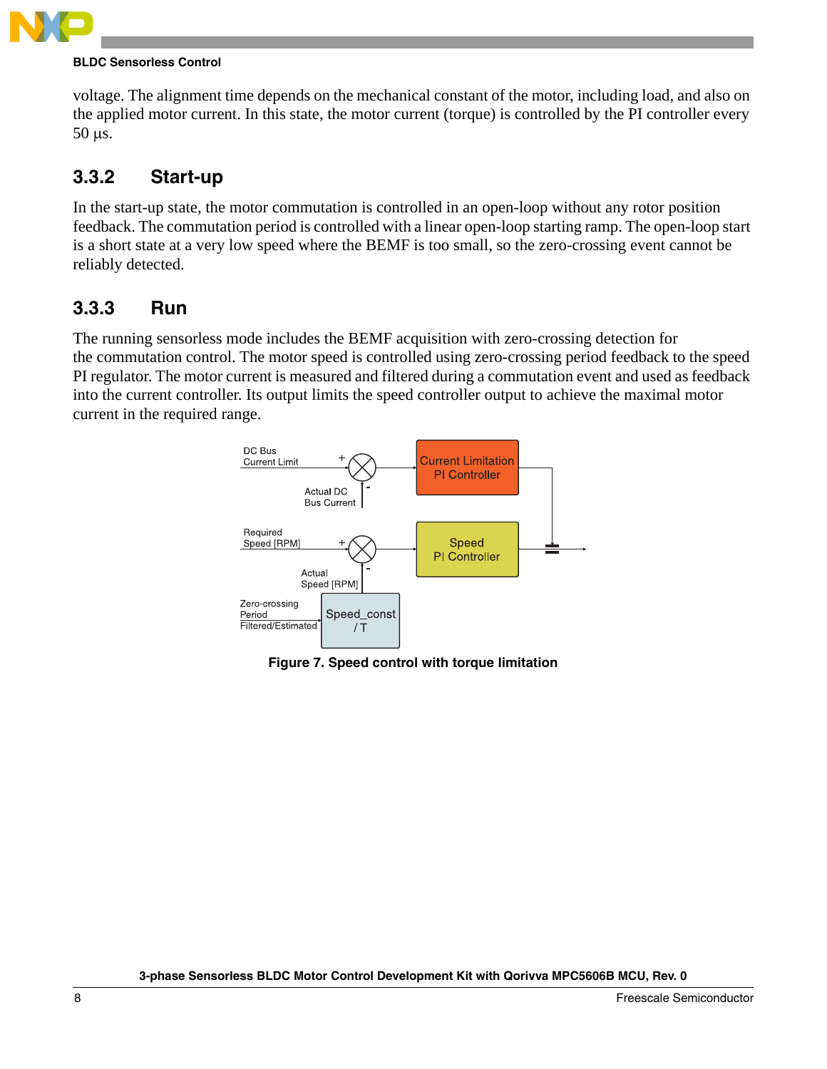voltage. The alignment time depends on the mechanical constant of the motor, including load, and also on the applied motor current. In this state, the motor current (torque) is controlled by the PI controller every 50 µs.

### 3.3.2 Start-up

In the start-up state, the motor commutation is controlled in an open-loop without any rotor position feedback. The commutation period is controlled with a linear open-loop starting ramp. The open-loop start is a short state at a very low speed where the BEMF is too small, so the zero-crossing event cannot be reliably detected.

### 3.3.3 Run

The running sensorless mode includes the BEMF acquisition with zero-crossing detection for the commutation control. The motor speed is controlled using zero-crossing period feedback to the speed PI regulator. The motor current is measured and filtered during a commutation event and used as feedback into the current controller. Its output limits the speed controller output to achieve the maximal motor current in the required range.

**Figure 7. Speed control with torque limitation**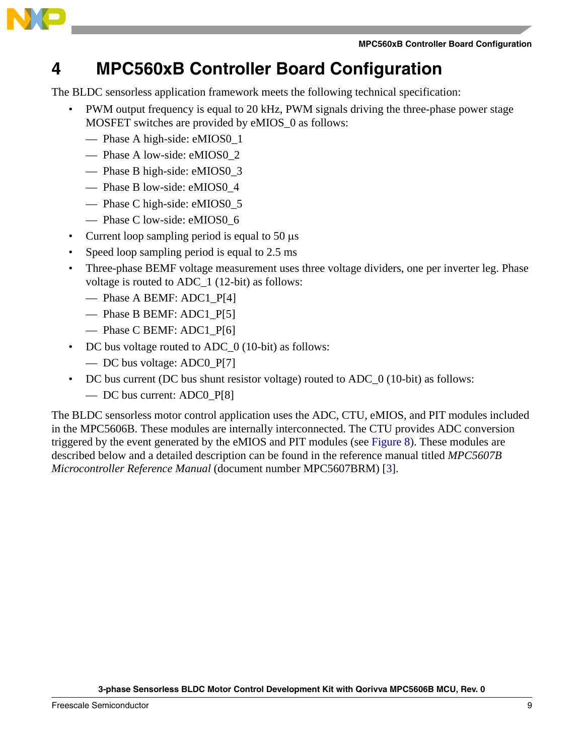# 4 MPC560xB Controller Board Configuration

The BLDC sensorless application framework meets the following technical specification:

- PWM output frequency is equal to 20 kHz, PWM signals driving the three-phase power stage MOSFET switches are provided by eMIOS_0 as follows:
  - Phase A high-side: eMIOS0_1
  - Phase A low-side: eMIOS0_2
  - Phase B high-side: eMIOS0_3
  - Phase B low-side: eMIOS0_4
  - Phase C high-side: eMIOS0_5
  - Phase C low-side: eMIOS0_6
- Current loop sampling period is equal to 50 μs
- Speed loop sampling period is equal to 2.5 ms
- Three-phase BEMF voltage measurement uses three voltage dividers, one per inverter leg. Phase voltage is routed to ADC_1 (12-bit) as follows:
  - Phase A BEMF: ADC1_P[4]
  - Phase B BEMF: ADC1_P[5]
  - Phase C BEMF: ADC1_P[6]
- DC bus voltage routed to ADC_0 (10-bit) as follows:
  - DC bus voltage: ADC0_P[7]
- DC bus current (DC bus shunt resistor voltage) routed to ADC_0 (10-bit) as follows:
  - DC bus current: ADC0_P[8]

The BLDC sensorless motor control application uses the ADC, CTU, eMIOS, and PIT modules included in the MPC5606B. These modules are internally interconnected. The CTU provides ADC conversion triggered by the event generated by the eMIOS and PIT modules (see Figure 8). These modules are described below and a detailed description can be found in the reference manual titled *MPC5607B Microcontroller Reference Manual* (document number MPC5607BRM) [3].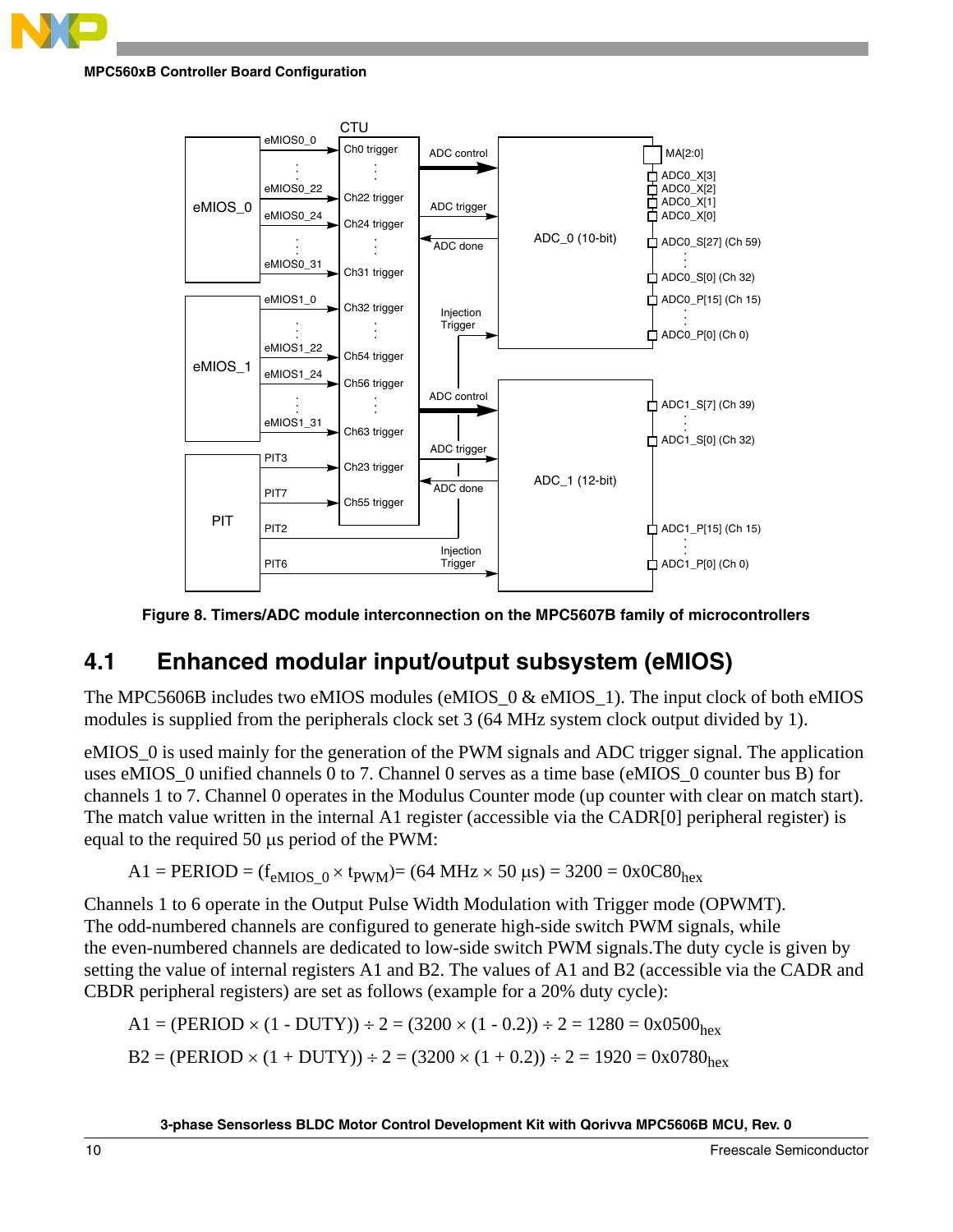Figure 8. Timers/ADC module interconnection on the MPC5607B family of microcontrollers

## 4.1 Enhanced modular input/output subsystem (eMIOS)

The MPC5606B includes two eMIOS modules (eMIOS_0 & eMIOS_1). The input clock of both eMIOS modules is supplied from the peripherals clock set 3 (64 MHz system clock output divided by 1).

eMIOS_0 is used mainly for the generation of the PWM signals and ADC trigger signal. The application uses eMIOS_0 unified channels 0 to 7. Channel 0 serves as a time base (eMIOS_0 counter bus B) for channels 1 to 7. Channel 0 operates in the Modulus Counter mode (up counter with clear on match start). The match value written in the internal A1 register (accessible via the CADR[0] peripheral register) is equal to the required 50 µs period of the PWM:

$$A1 = PERIOD = (f_{eMIOS\_0} \times t_{PWM}) = (64\ MHz \times 50\ \mu s) = 3200 = 0x0C80_{hex}$$

Channels 1 to 6 operate in the Output Pulse Width Modulation with Trigger mode (OPWMT). The odd-numbered channels are configured to generate high-side switch PWM signals, while the even-numbered channels are dedicated to low-side switch PWM signals.The duty cycle is given by setting the value of internal registers A1 and B2. The values of A1 and B2 (accessible via the CADR and CBDR peripheral registers) are set as follows (example for a 20% duty cycle):

$$A1 = (PERIOD \times (1 - DUTY)) \div 2 = (3200 \times (1 - 0.2)) \div 2 = 1280 = 0x0500_{hex}$$

$$B2 = (PERIOD \times (1 + DUTY)) \div 2 = (3200 \times (1 + 0.2)) \div 2 = 1920 = 0x0780_{hex}$$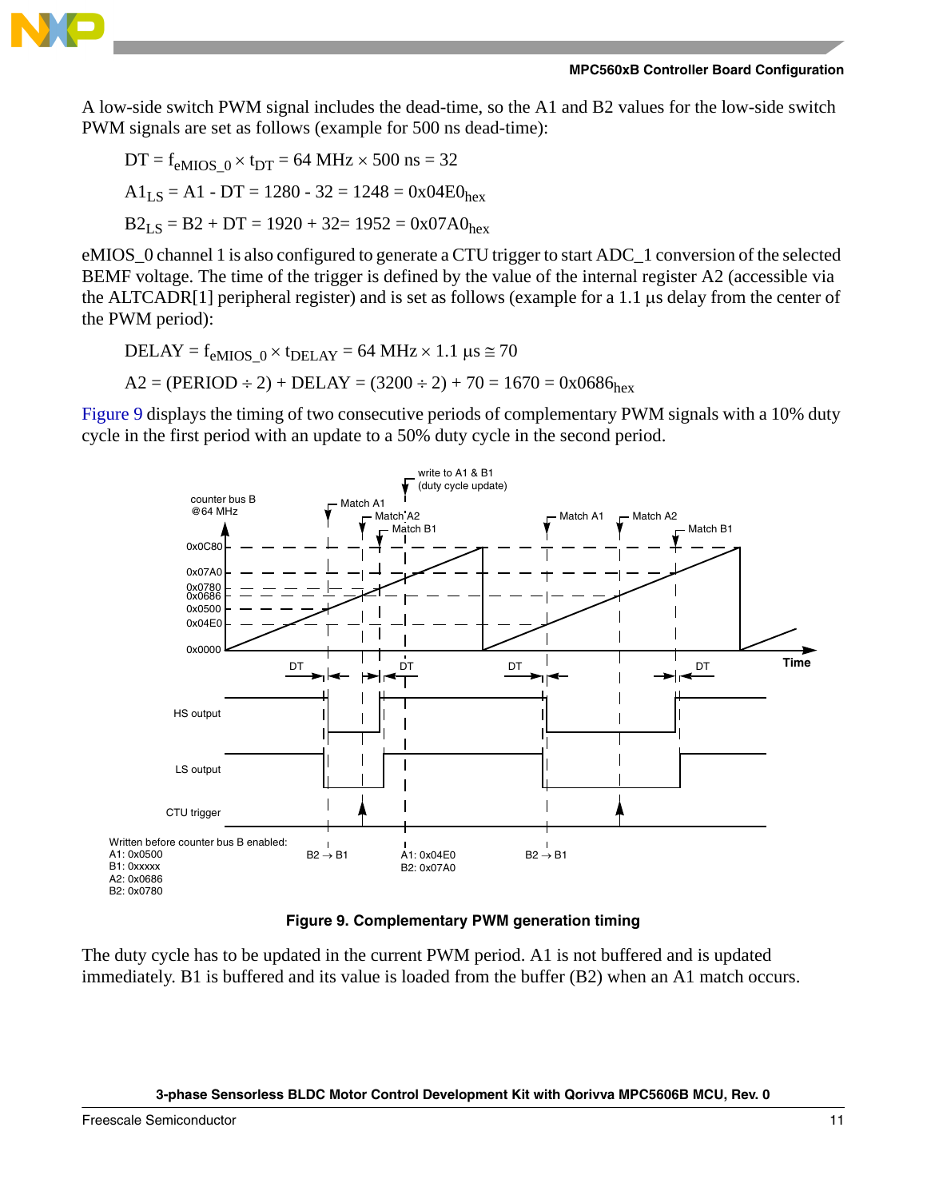A low-side switch PWM signal includes the dead-time, so the A1 and B2 values for the low-side switch PWM signals are set as follows (example for 500 ns dead-time):

$$DT = f_{eMIOS\_0} \times t_{DT} = 64\text{ MHz} \times 500\text{ ns} = 32$$

$$A1_{LS} = A1 - DT = 1280 - 32 = 1248 = 0x04E0_{hex}$$

$$B2_{LS} = B2 + DT = 1920 + 32 = 1952 = 0x07A0_{hex}$$

eMIOS_0 channel 1 is also configured to generate a CTU trigger to start ADC_1 conversion of the selected BEMF voltage. The time of the trigger is defined by the value of the internal register A2 (accessible via the ALTCADR[1] peripheral register) and is set as follows (example for a 1.1 µs delay from the center of the PWM period):

$$DELAY = f_{eMIOS\_0} \times t_{DELAY} = 64\text{ MHz} \times 1.1\ \mu s \cong 70$$

$$A2 = (PERIOD \div 2) + DELAY = (3200 \div 2) + 70 = 1670 = 0x0686_{hex}$$

Figure 9 displays the timing of two consecutive periods of complementary PWM signals with a 10% duty cycle in the first period with an update to a 50% duty cycle in the second period.

**Figure 9. Complementary PWM generation timing**

The duty cycle has to be updated in the current PWM period. A1 is not buffered and is updated immediately. B1 is buffered and its value is loaded from the buffer (B2) when an A1 match occurs.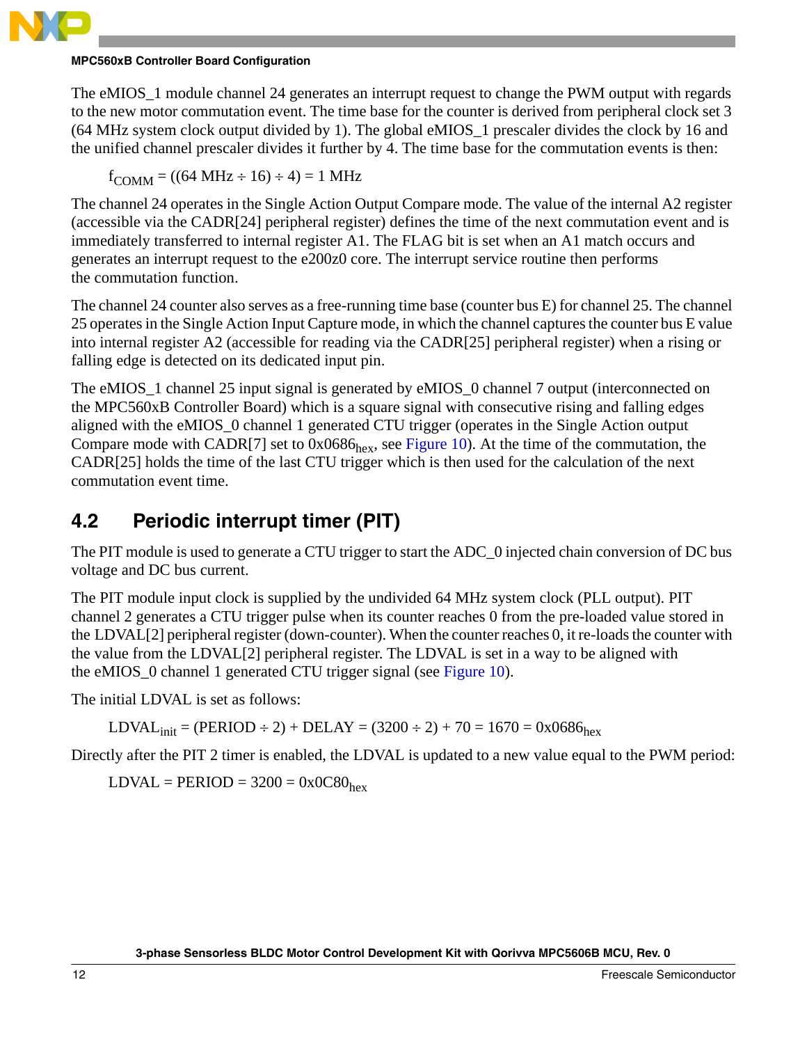The eMIOS_1 module channel 24 generates an interrupt request to change the PWM output with regards to the new motor commutation event. The time base for the counter is derived from peripheral clock set 3 (64 MHz system clock output divided by 1). The global eMIOS_1 prescaler divides the clock by 16 and the unified channel prescaler divides it further by 4. The time base for the commutation events is then:

$$f_{COMM} = ((64\ \text{MHz} \div 16) \div 4) = 1\ \text{MHz}$$

The channel 24 operates in the Single Action Output Compare mode. The value of the internal A2 register (accessible via the CADR[24] peripheral register) defines the time of the next commutation event and is immediately transferred to internal register A1. The FLAG bit is set when an A1 match occurs and generates an interrupt request to the e200z0 core. The interrupt service routine then performs the commutation function.

The channel 24 counter also serves as a free-running time base (counter bus E) for channel 25. The channel 25 operates in the Single Action Input Capture mode, in which the channel captures the counter bus E value into internal register A2 (accessible for reading via the CADR[25] peripheral register) when a rising or falling edge is detected on its dedicated input pin.

The eMIOS_1 channel 25 input signal is generated by eMIOS_0 channel 7 output (interconnected on the MPC560xB Controller Board) which is a square signal with consecutive rising and falling edges aligned with the eMIOS_0 channel 1 generated CTU trigger (operates in the Single Action output Compare mode with CADR[7] set to $0x0686_{hex}$, see Figure 10). At the time of the commutation, the CADR[25] holds the time of the last CTU trigger which is then used for the calculation of the next commutation event time.

## 4.2 Periodic interrupt timer (PIT)

The PIT module is used to generate a CTU trigger to start the ADC_0 injected chain conversion of DC bus voltage and DC bus current.

The PIT module input clock is supplied by the undivided 64 MHz system clock (PLL output). PIT channel 2 generates a CTU trigger pulse when its counter reaches 0 from the pre-loaded value stored in the LDVAL[2] peripheral register (down-counter). When the counter reaches 0, it re-loads the counter with the value from the LDVAL[2] peripheral register. The LDVAL is set in a way to be aligned with the eMIOS_0 channel 1 generated CTU trigger signal (see Figure 10).

The initial LDVAL is set as follows:

$$LDVAL_{init} = (PERIOD \div 2) + DELAY = (3200 \div 2) + 70 = 1670 = 0x0686_{hex}$$

Directly after the PIT 2 timer is enabled, the LDVAL is updated to a new value equal to the PWM period:

$$LDVAL = PERIOD = 3200 = 0x0C80_{hex}$$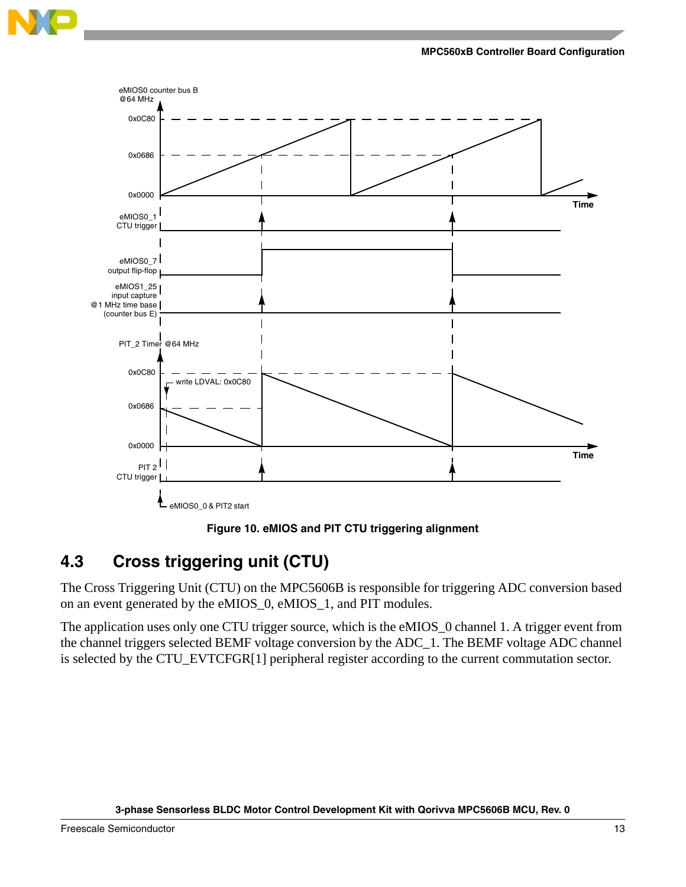Figure 10. eMIOS and PIT CTU triggering alignment

## 4.3 Cross triggering unit (CTU)

The Cross Triggering Unit (CTU) on the MPC5606B is responsible for triggering ADC conversion based on an event generated by the eMIOS_0, eMIOS_1, and PIT modules.

The application uses only one CTU trigger source, which is the eMIOS_0 channel 1. A trigger event from the channel triggers selected BEMF voltage conversion by the ADC_1. The BEMF voltage ADC channel is selected by the CTU_EVTCFGR[1] peripheral register according to the current commutation sector.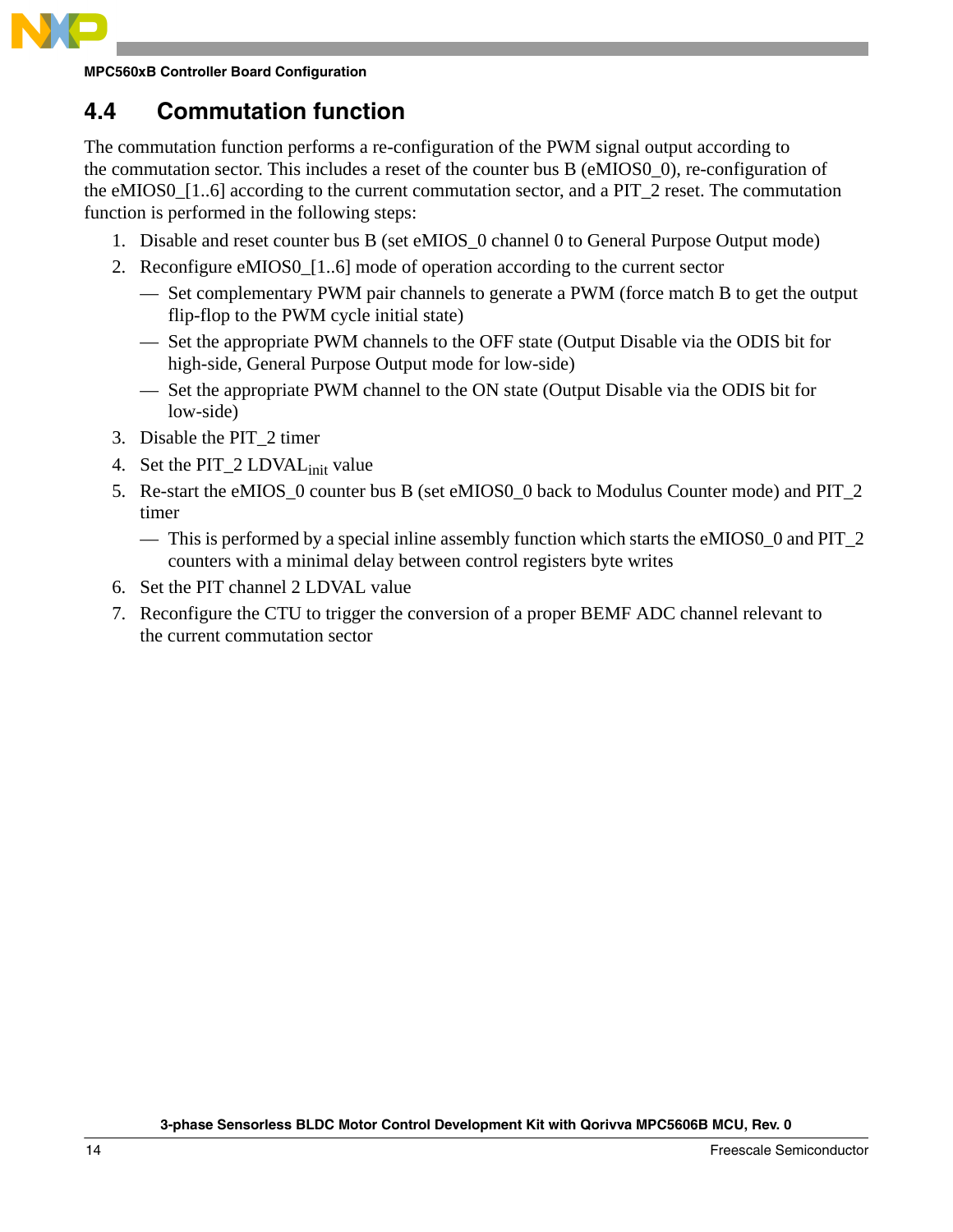## 4.4 Commutation function

The commutation function performs a re-configuration of the PWM signal output according to the commutation sector. This includes a reset of the counter bus B (eMIOS0_0), re-configuration of the eMIOS0_[1..6] according to the current commutation sector, and a PIT_2 reset. The commutation function is performed in the following steps:

1. Disable and reset counter bus B (set eMIOS_0 channel 0 to General Purpose Output mode)
2. Reconfigure eMIOS0_[1..6] mode of operation according to the current sector
   - Set complementary PWM pair channels to generate a PWM (force match B to get the output flip-flop to the PWM cycle initial state)
   - Set the appropriate PWM channels to the OFF state (Output Disable via the ODIS bit for high-side, General Purpose Output mode for low-side)
   - Set the appropriate PWM channel to the ON state (Output Disable via the ODIS bit for low-side)
3. Disable the PIT_2 timer
4. Set the PIT_2 $LDVAL_{init}$ value
5. Re-start the eMIOS_0 counter bus B (set eMIOS0_0 back to Modulus Counter mode) and PIT_2 timer
   - This is performed by a special inline assembly function which starts the eMIOS0_0 and PIT_2 counters with a minimal delay between control registers byte writes
6. Set the PIT channel 2 LDVAL value
7. Reconfigure the CTU to trigger the conversion of a proper BEMF ADC channel relevant to the current commutation sector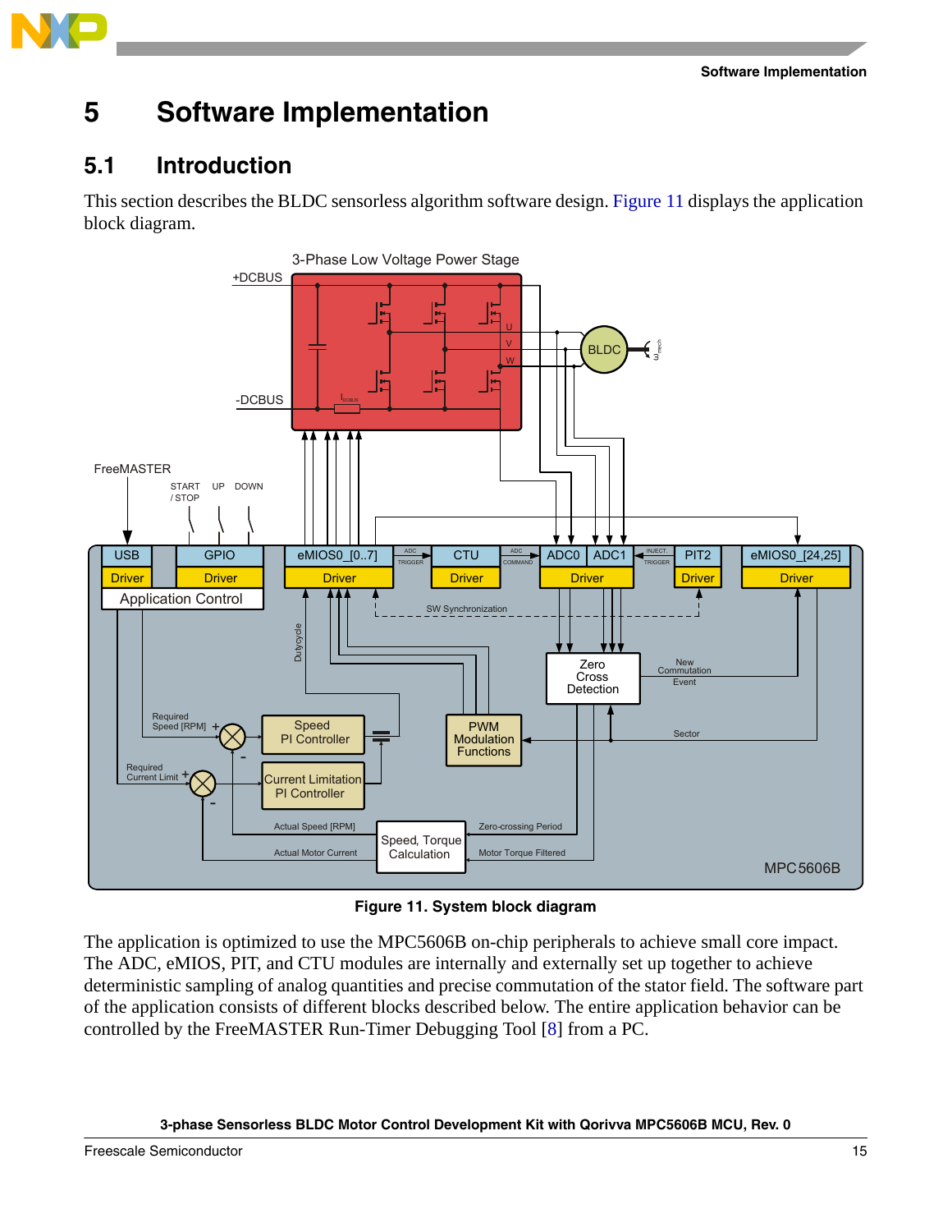# 5 Software Implementation

## 5.1 Introduction

This section describes the BLDC sensorless algorithm software design. Figure 11 displays the application block diagram.

**Figure 11. System block diagram**

The application is optimized to use the MPC5606B on-chip peripherals to achieve small core impact. The ADC, eMIOS, PIT, and CTU modules are internally and externally set up together to achieve deterministic sampling of analog quantities and precise commutation of the stator field. The software part of the application consists of different blocks described below. The entire application behavior can be controlled by the FreeMASTER Run-Timer Debugging Tool [8] from a PC.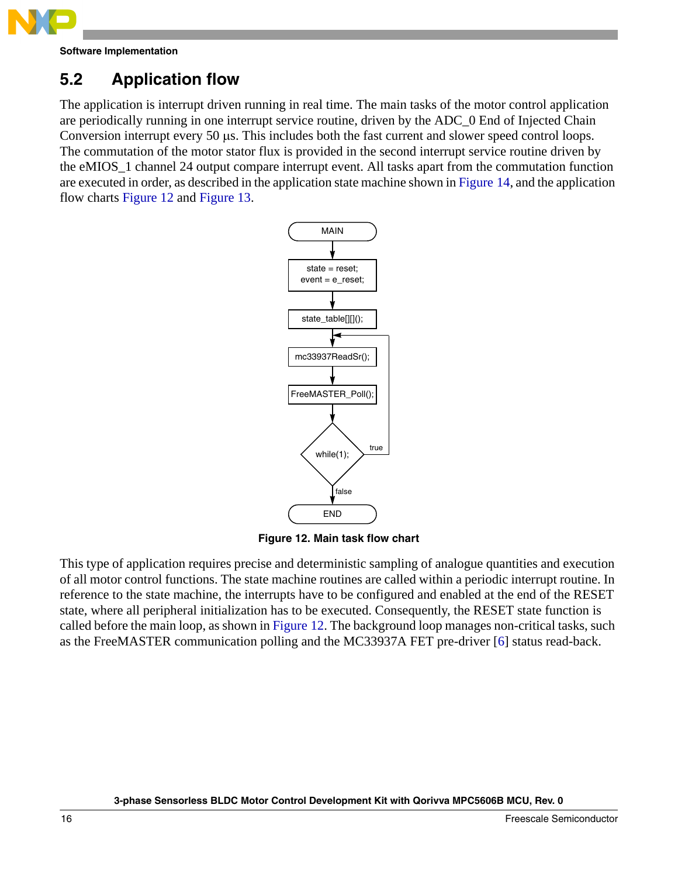## 5.2 Application flow

The application is interrupt driven running in real time. The main tasks of the motor control application are periodically running in one interrupt service routine, driven by the ADC_0 End of Injected Chain Conversion interrupt every 50 µs. This includes both the fast current and slower speed control loops. The commutation of the motor stator flux is provided in the second interrupt service routine driven by the eMIOS_1 channel 24 output compare interrupt event. All tasks apart from the commutation function are executed in order, as described in the application state machine shown in Figure 14, and the application flow charts Figure 12 and Figure 13.

MAIN

state = reset;
event = e_reset;

state_table[][]();

mc33937ReadSr();

FreeMASTER_Poll();

while(1); — true / false

END

**Figure 12. Main task flow chart**

This type of application requires precise and deterministic sampling of analogue quantities and execution of all motor control functions. The state machine routines are called within a periodic interrupt routine. In reference to the state machine, the interrupts have to be configured and enabled at the end of the RESET state, where all peripheral initialization has to be executed. Consequently, the RESET state function is called before the main loop, as shown in Figure 12. The background loop manages non-critical tasks, such as the FreeMASTER communication polling and the MC33937A FET pre-driver [6] status read-back.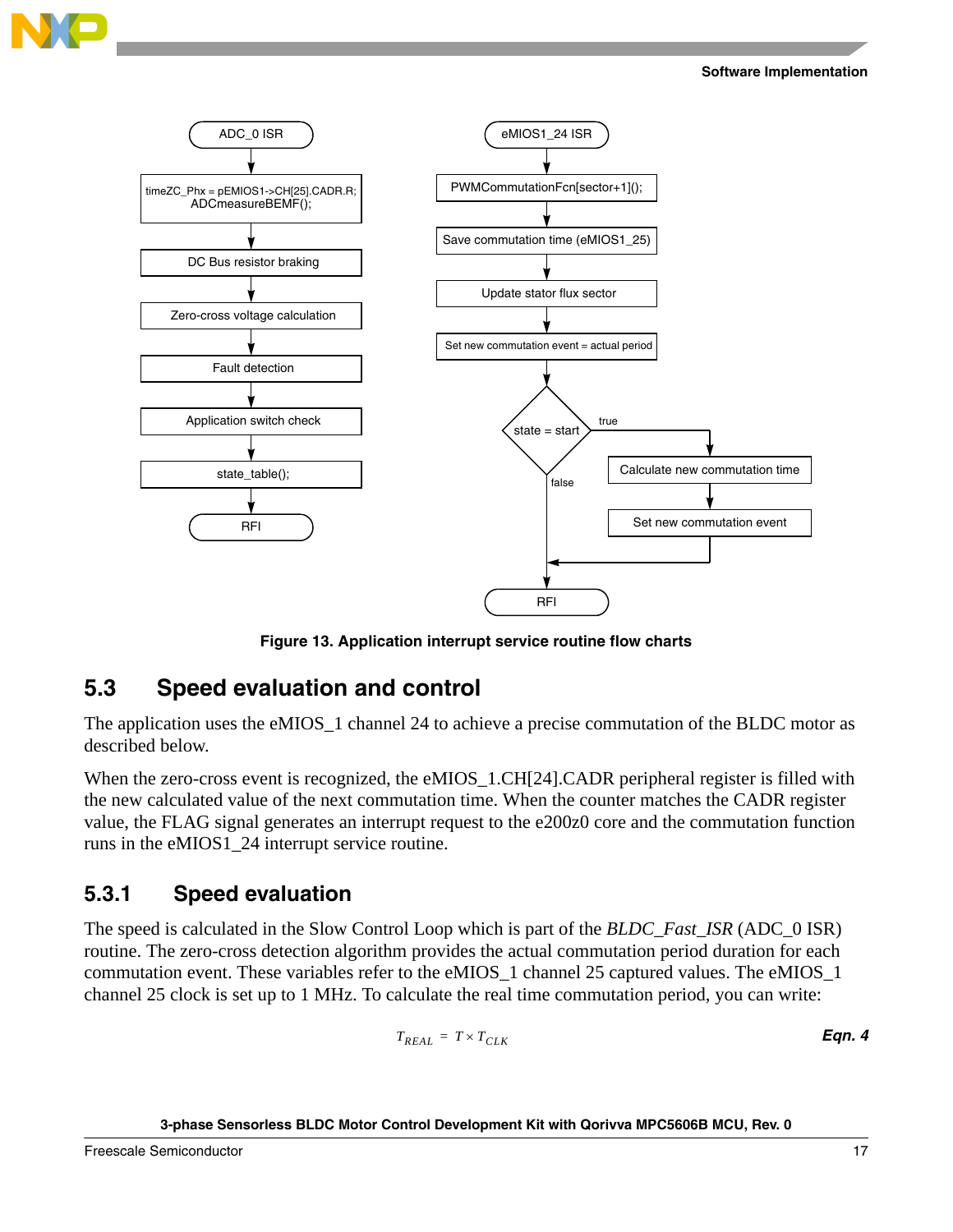Figure 13. Application interrupt service routine flow charts

## 5.3 Speed evaluation and control

The application uses the eMIOS_1 channel 24 to achieve a precise commutation of the BLDC motor as described below.

When the zero-cross event is recognized, the eMIOS_1.CH[24].CADR peripheral register is filled with the new calculated value of the next commutation time. When the counter matches the CADR register value, the FLAG signal generates an interrupt request to the e200z0 core and the commutation function runs in the eMIOS1_24 interrupt service routine.

### 5.3.1 Speed evaluation

The speed is calculated in the Slow Control Loop which is part of the *BLDC_Fast_ISR* (ADC_0 ISR) routine. The zero-cross detection algorithm provides the actual commutation period duration for each commutation event. These variables refer to the eMIOS_1 channel 25 captured values. The eMIOS_1 channel 25 clock is set up to 1 MHz. To calculate the real time commutation period, you can write:

$$T_{REAL} = T \times T_{CLK} \qquad \textbf{Eqn. 4}$$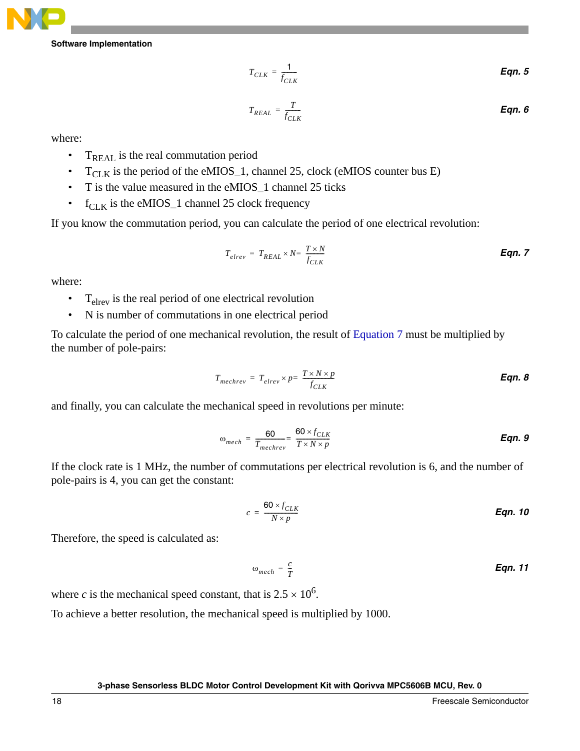$$T_{CLK} = \frac{1}{f_{CLK}} \qquad \textbf{Eqn. 5}$$

$$T_{REAL} = \frac{T}{f_{CLK}} \qquad \textbf{Eqn. 6}$$

where:

- $T_{REAL}$ is the real commutation period
- $T_{CLK}$ is the period of the eMIOS_1, channel 25, clock (eMIOS counter bus E)
- T is the value measured in the eMIOS_1 channel 25 ticks
- $f_{CLK}$ is the eMIOS_1 channel 25 clock frequency

If you know the commutation period, you can calculate the period of one electrical revolution:

$$T_{elrev} = T_{REAL} \times N = \frac{T \times N}{f_{CLK}} \qquad \textbf{Eqn. 7}$$

where:

- $T_{elrev}$ is the real period of one electrical revolution
- N is number of commutations in one electrical period

To calculate the period of one mechanical revolution, the result of Equation 7 must be multiplied by the number of pole-pairs:

$$T_{mechrev} = T_{elrev} \times p = \frac{T \times N \times p}{f_{CLK}} \qquad \textbf{Eqn. 8}$$

and finally, you can calculate the mechanical speed in revolutions per minute:

$$\omega_{mech} = \frac{60}{T_{mechrev}} = \frac{60 \times f_{CLK}}{T \times N \times p} \qquad \textbf{Eqn. 9}$$

If the clock rate is 1 MHz, the number of commutations per electrical revolution is 6, and the number of pole-pairs is 4, you can get the constant:

$$c = \frac{60 \times f_{CLK}}{N \times p} \qquad \textbf{Eqn. 10}$$

Therefore, the speed is calculated as:

$$\omega_{mech} = \frac{c}{T} \qquad \textbf{Eqn. 11}$$

where $c$ is the mechanical speed constant, that is $2.5 \times 10^6$.

To achieve a better resolution, the mechanical speed is multiplied by 1000.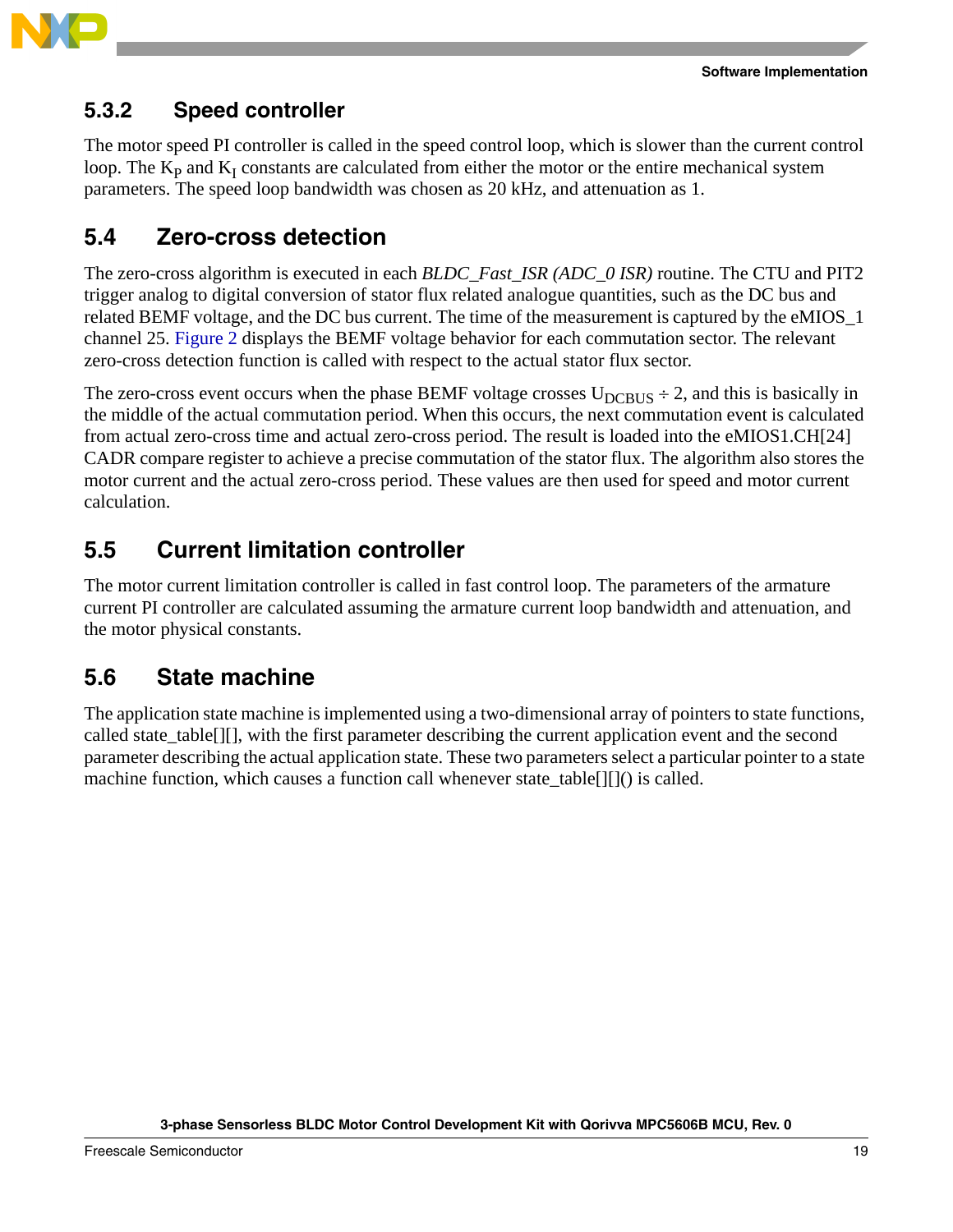### 5.3.2 Speed controller

The motor speed PI controller is called in the speed control loop, which is slower than the current control loop. The $K_P$ and $K_I$ constants are calculated from either the motor or the entire mechanical system parameters. The speed loop bandwidth was chosen as 20 kHz, and attenuation as 1.

## 5.4 Zero-cross detection

The zero-cross algorithm is executed in each *BLDC_Fast_ISR (ADC_0 ISR)* routine. The CTU and PIT2 trigger analog to digital conversion of stator flux related analogue quantities, such as the DC bus and related BEMF voltage, and the DC bus current. The time of the measurement is captured by the eMIOS_1 channel 25. Figure 2 displays the BEMF voltage behavior for each commutation sector. The relevant zero-cross detection function is called with respect to the actual stator flux sector.

The zero-cross event occurs when the phase BEMF voltage crosses $U_{DCBUS} \div 2$, and this is basically in the middle of the actual commutation period. When this occurs, the next commutation event is calculated from actual zero-cross time and actual zero-cross period. The result is loaded into the eMIOS1.CH[24] CADR compare register to achieve a precise commutation of the stator flux. The algorithm also stores the motor current and the actual zero-cross period. These values are then used for speed and motor current calculation.

## 5.5 Current limitation controller

The motor current limitation controller is called in fast control loop. The parameters of the armature current PI controller are calculated assuming the armature current loop bandwidth and attenuation, and the motor physical constants.

## 5.6 State machine

The application state machine is implemented using a two-dimensional array of pointers to state functions, called state_table[][], with the first parameter describing the current application event and the second parameter describing the actual application state. These two parameters select a particular pointer to a state machine function, which causes a function call whenever state_table[][]() is called.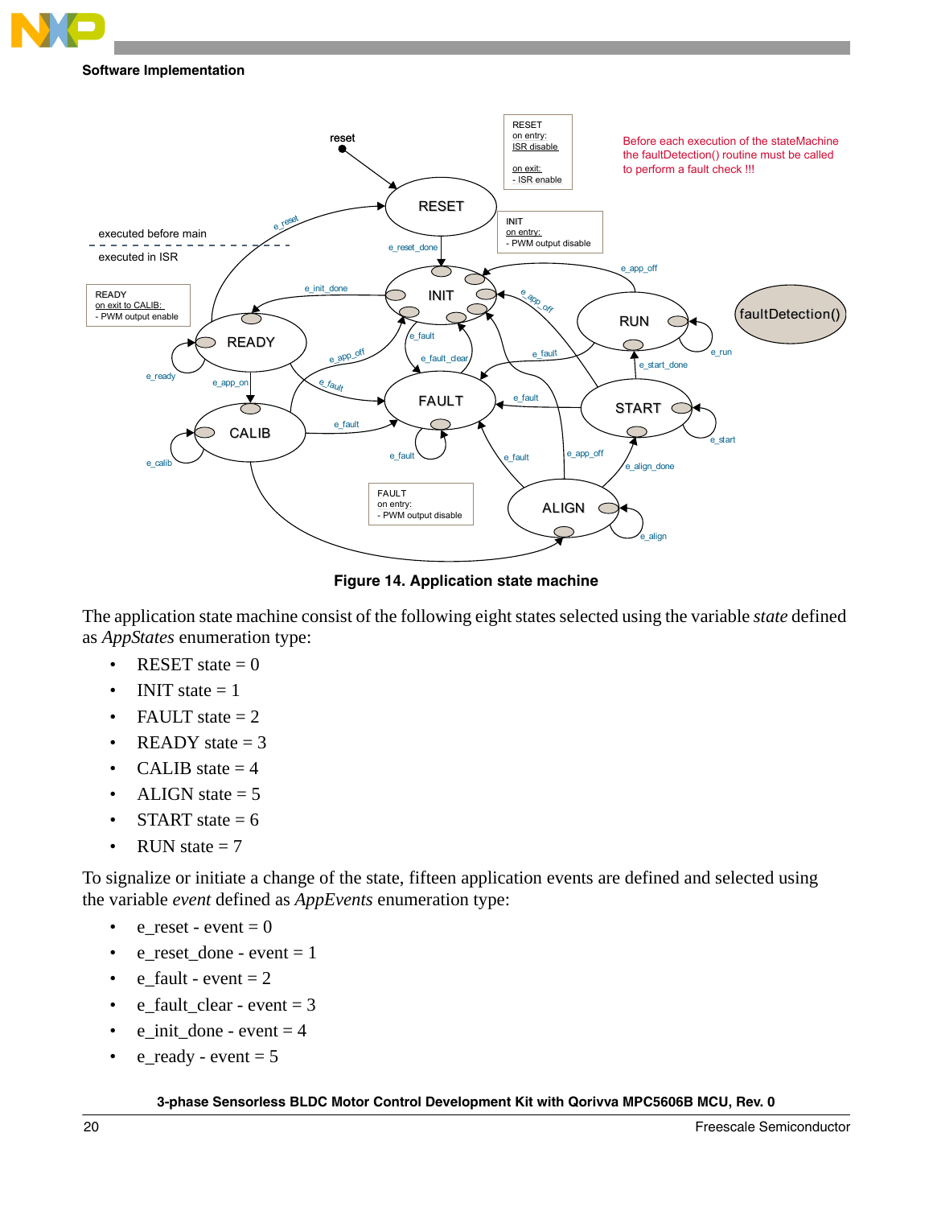Figure 14. Application state machine

The application state machine consist of the following eight states selected using the variable *state* defined as *AppStates* enumeration type:

- RESET state = 0
- INIT state = 1
- FAULT state = 2
- READY state = 3
- CALIB state = 4
- ALIGN state = 5
- START state = 6
- RUN state = 7

To signalize or initiate a change of the state, fifteen application events are defined and selected using the variable *event* defined as *AppEvents* enumeration type:

- e_reset - event = 0
- e_reset_done - event = 1
- e_fault - event = 2
- e_fault_clear - event = 3
- e_init_done - event = 4
- e_ready - event = 5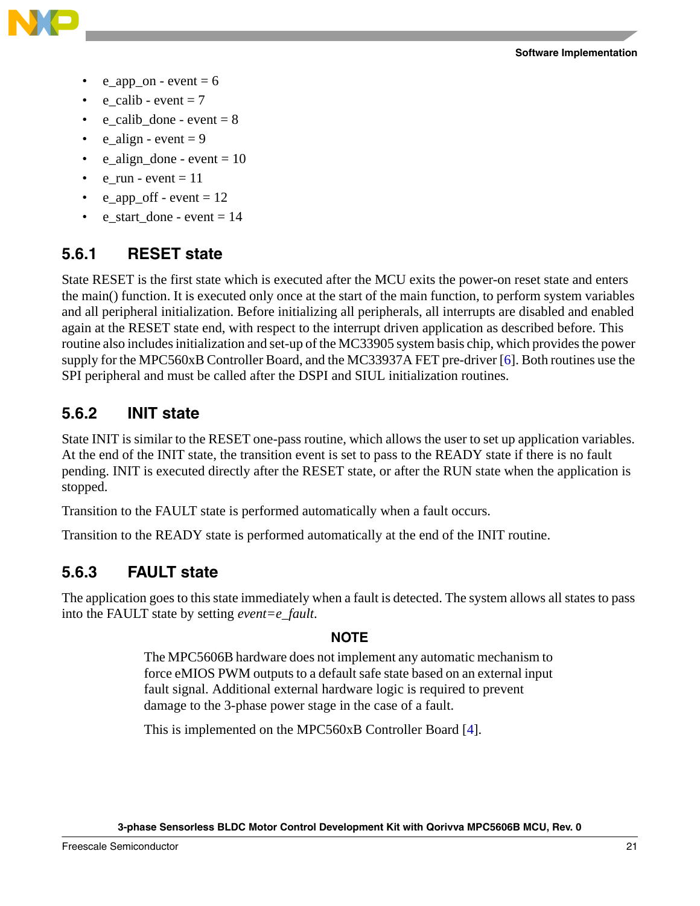- e_app_on - event = 6
- e_calib - event = 7
- e_calib_done - event = 8
- e_align - event = 9
- e_align_done - event = 10
- e_run - event = 11
- e_app_off - event = 12
- e_start_done - event = 14

### 5.6.1 RESET state

State RESET is the first state which is executed after the MCU exits the power-on reset state and enters the main() function. It is executed only once at the start of the main function, to perform system variables and all peripheral initialization. Before initializing all peripherals, all interrupts are disabled and enabled again at the RESET state end, with respect to the interrupt driven application as described before. This routine also includes initialization and set-up of the MC33905 system basis chip, which provides the power supply for the MPC560xB Controller Board, and the MC33937A FET pre-driver [6]. Both routines use the SPI peripheral and must be called after the DSPI and SIUL initialization routines.

### 5.6.2 INIT state

State INIT is similar to the RESET one-pass routine, which allows the user to set up application variables. At the end of the INIT state, the transition event is set to pass to the READY state if there is no fault pending. INIT is executed directly after the RESET state, or after the RUN state when the application is stopped.

Transition to the FAULT state is performed automatically when a fault occurs.

Transition to the READY state is performed automatically at the end of the INIT routine.

### 5.6.3 FAULT state

The application goes to this state immediately when a fault is detected. The system allows all states to pass into the FAULT state by setting *event=e_fault*.

**NOTE**

The MPC5606B hardware does not implement any automatic mechanism to force eMIOS PWM outputs to a default safe state based on an external input fault signal. Additional external hardware logic is required to prevent damage to the 3-phase power stage in the case of a fault.

This is implemented on the MPC560xB Controller Board [4].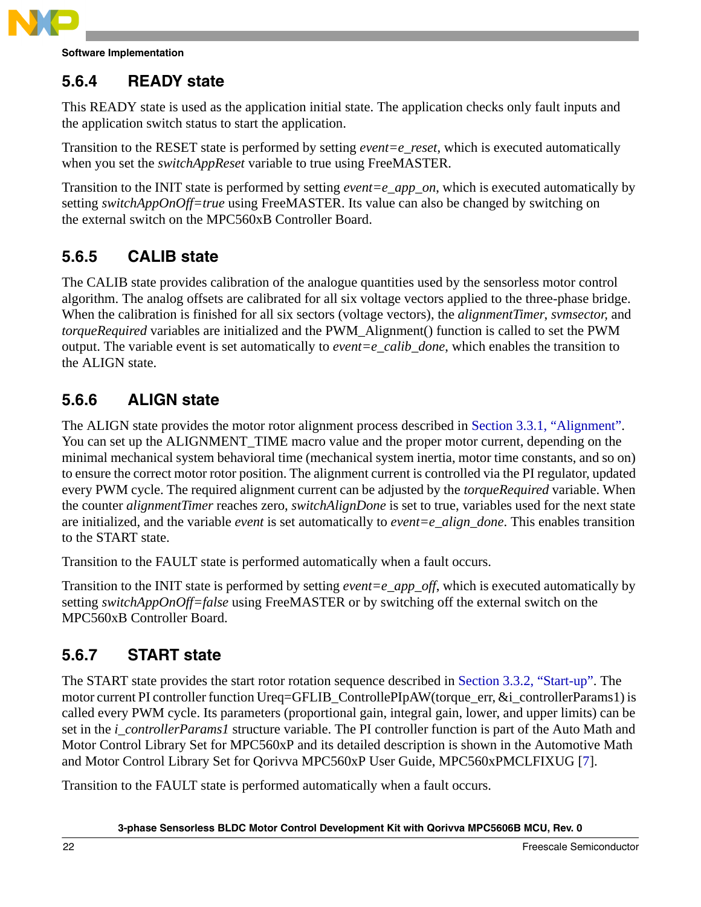### 5.6.4 READY state

This READY state is used as the application initial state. The application checks only fault inputs and the application switch status to start the application.

Transition to the RESET state is performed by setting *event=e_reset*, which is executed automatically when you set the *switchAppReset* variable to true using FreeMASTER.

Transition to the INIT state is performed by setting *event=e_app_on*, which is executed automatically by setting *switchAppOnOff=true* using FreeMASTER. Its value can also be changed by switching on the external switch on the MPC560xB Controller Board.

### 5.6.5 CALIB state

The CALIB state provides calibration of the analogue quantities used by the sensorless motor control algorithm. The analog offsets are calibrated for all six voltage vectors applied to the three-phase bridge. When the calibration is finished for all six sectors (voltage vectors), the *alignmentTimer*, *svmsector,* and *torqueRequired* variables are initialized and the PWM_Alignment() function is called to set the PWM output. The variable event is set automatically to *event=e_calib_done*, which enables the transition to the ALIGN state.

### 5.6.6 ALIGN state

The ALIGN state provides the motor rotor alignment process described in Section 3.3.1, "Alignment". You can set up the ALIGNMENT_TIME macro value and the proper motor current, depending on the minimal mechanical system behavioral time (mechanical system inertia, motor time constants, and so on) to ensure the correct motor rotor position. The alignment current is controlled via the PI regulator, updated every PWM cycle. The required alignment current can be adjusted by the *torqueRequired* variable. When the counter *alignmentTimer* reaches zero, *switchAlignDone* is set to true, variables used for the next state are initialized, and the variable *event* is set automatically to *event=e_align_done*. This enables transition to the START state.

Transition to the FAULT state is performed automatically when a fault occurs.

Transition to the INIT state is performed by setting *event=e_app_off*, which is executed automatically by setting *switchAppOnOff=false* using FreeMASTER or by switching off the external switch on the MPC560xB Controller Board.

### 5.6.7 START state

The START state provides the start rotor rotation sequence described in Section 3.3.2, "Start-up". The motor current PI controller function Ureq=GFLIB_ControllePIpAW(torque_err, &i_controllerParams1) is called every PWM cycle. Its parameters (proportional gain, integral gain, lower, and upper limits) can be set in the *i_controllerParams1* structure variable. The PI controller function is part of the Auto Math and Motor Control Library Set for MPC560xP and its detailed description is shown in the Automotive Math and Motor Control Library Set for Qorivva MPC560xP User Guide, MPC560xPMCLFIXUG [7].

Transition to the FAULT state is performed automatically when a fault occurs.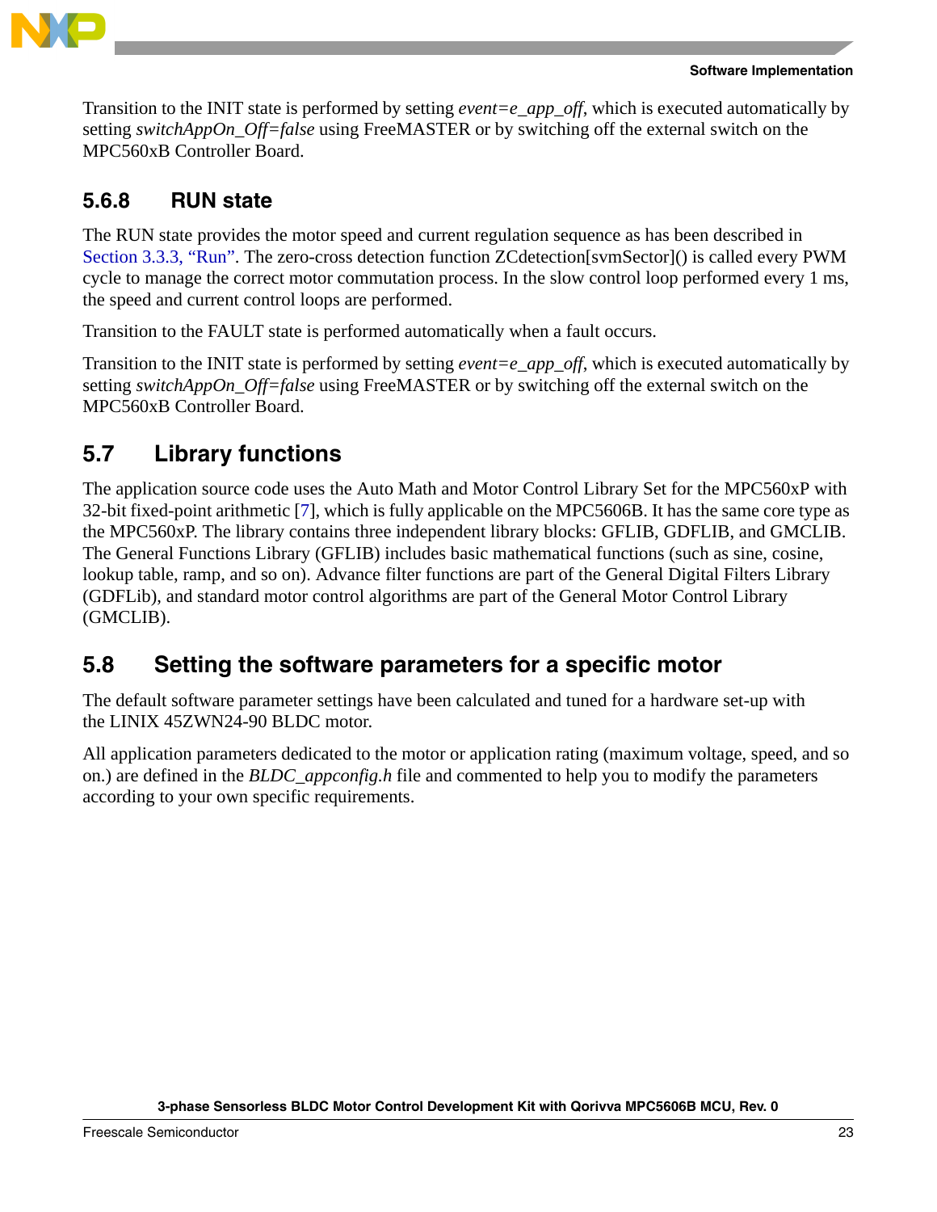Transition to the INIT state is performed by setting *event=e_app_off*, which is executed automatically by setting *switchAppOn_Off=false* using FreeMASTER or by switching off the external switch on the MPC560xB Controller Board.

### 5.6.8 RUN state

The RUN state provides the motor speed and current regulation sequence as has been described in Section 3.3.3, "Run". The zero-cross detection function ZCdetection[svmSector]() is called every PWM cycle to manage the correct motor commutation process. In the slow control loop performed every 1 ms, the speed and current control loops are performed.

Transition to the FAULT state is performed automatically when a fault occurs.

Transition to the INIT state is performed by setting *event=e_app_off*, which is executed automatically by setting *switchAppOn_Off=false* using FreeMASTER or by switching off the external switch on the MPC560xB Controller Board.

## 5.7 Library functions

The application source code uses the Auto Math and Motor Control Library Set for the MPC560xP with 32-bit fixed-point arithmetic [7], which is fully applicable on the MPC5606B. It has the same core type as the MPC560xP. The library contains three independent library blocks: GFLIB, GDFLIB, and GMCLIB. The General Functions Library (GFLIB) includes basic mathematical functions (such as sine, cosine, lookup table, ramp, and so on). Advance filter functions are part of the General Digital Filters Library (GDFLib), and standard motor control algorithms are part of the General Motor Control Library (GMCLIB).

## 5.8 Setting the software parameters for a specific motor

The default software parameter settings have been calculated and tuned for a hardware set-up with the LINIX 45ZWN24-90 BLDC motor.

All application parameters dedicated to the motor or application rating (maximum voltage, speed, and so on.) are defined in the *BLDC_appconfig.h* file and commented to help you to modify the parameters according to your own specific requirements.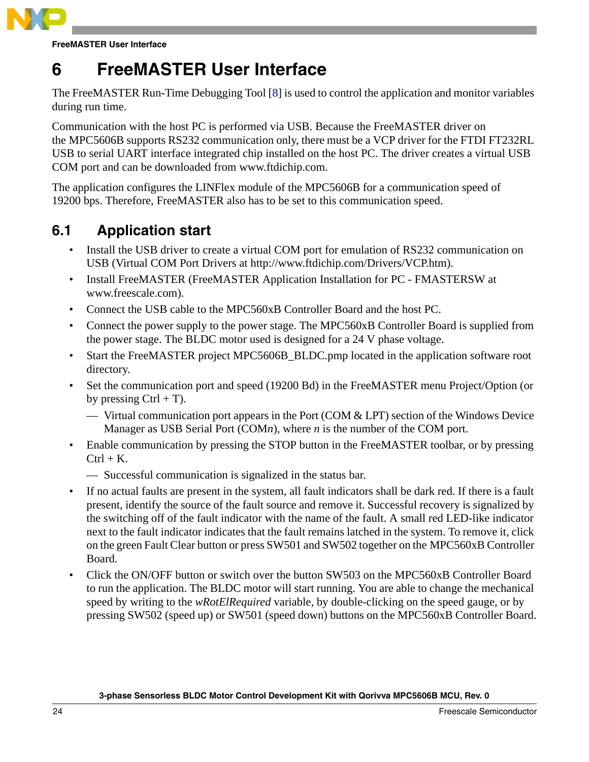# 6 FreeMASTER User Interface

The FreeMASTER Run-Time Debugging Tool [8] is used to control the application and monitor variables during run time.

Communication with the host PC is performed via USB. Because the FreeMASTER driver on the MPC5606B supports RS232 communication only, there must be a VCP driver for the FTDI FT232RL USB to serial UART interface integrated chip installed on the host PC. The driver creates a virtual USB COM port and can be downloaded from www.ftdichip.com.

The application configures the LINFlex module of the MPC5606B for a communication speed of 19200 bps. Therefore, FreeMASTER also has to be set to this communication speed.

## 6.1 Application start

- Install the USB driver to create a virtual COM port for emulation of RS232 communication on USB (Virtual COM Port Drivers at http://www.ftdichip.com/Drivers/VCP.htm).
- Install FreeMASTER (FreeMASTER Application Installation for PC - FMASTERSW at www.freescale.com).
- Connect the USB cable to the MPC560xB Controller Board and the host PC.
- Connect the power supply to the power stage. The MPC560xB Controller Board is supplied from the power stage. The BLDC motor used is designed for a 24 V phase voltage.
- Start the FreeMASTER project MPC5606B_BLDC.pmp located in the application software root directory.
- Set the communication port and speed (19200 Bd) in the FreeMASTER menu Project/Option (or by pressing Ctrl + T).
  — Virtual communication port appears in the Port (COM & LPT) section of the Windows Device Manager as USB Serial Port (COM*n*), where *n* is the number of the COM port.
- Enable communication by pressing the STOP button in the FreeMASTER toolbar, or by pressing Ctrl + K.
  — Successful communication is signalized in the status bar.
- If no actual faults are present in the system, all fault indicators shall be dark red. If there is a fault present, identify the source of the fault source and remove it. Successful recovery is signalized by the switching off of the fault indicator with the name of the fault. A small red LED-like indicator next to the fault indicator indicates that the fault remains latched in the system. To remove it, click on the green Fault Clear button or press SW501 and SW502 together on the MPC560xB Controller Board.
- Click the ON/OFF button or switch over the button SW503 on the MPC560xB Controller Board to run the application. The BLDC motor will start running. You are able to change the mechanical speed by writing to the *wRotElRequired* variable, by double-clicking on the speed gauge, or by pressing SW502 (speed up) or SW501 (speed down) buttons on the MPC560xB Controller Board.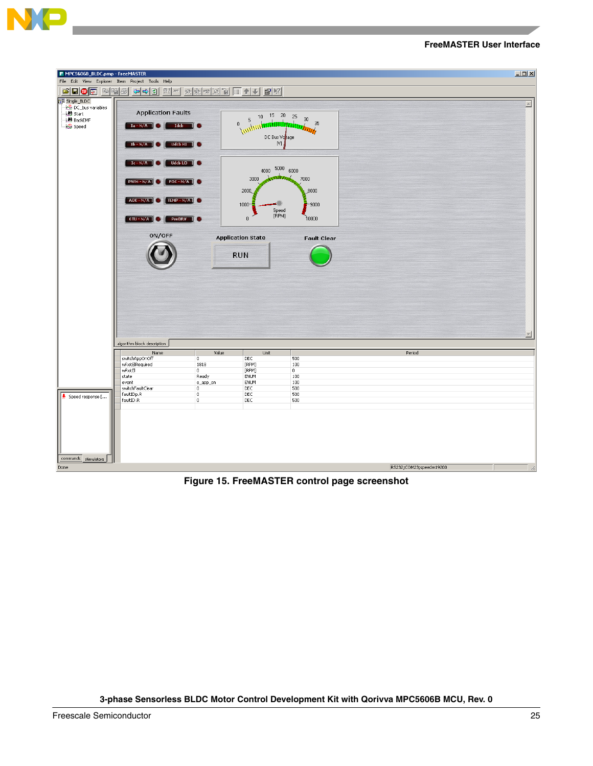Figure 15. FreeMASTER control page screenshot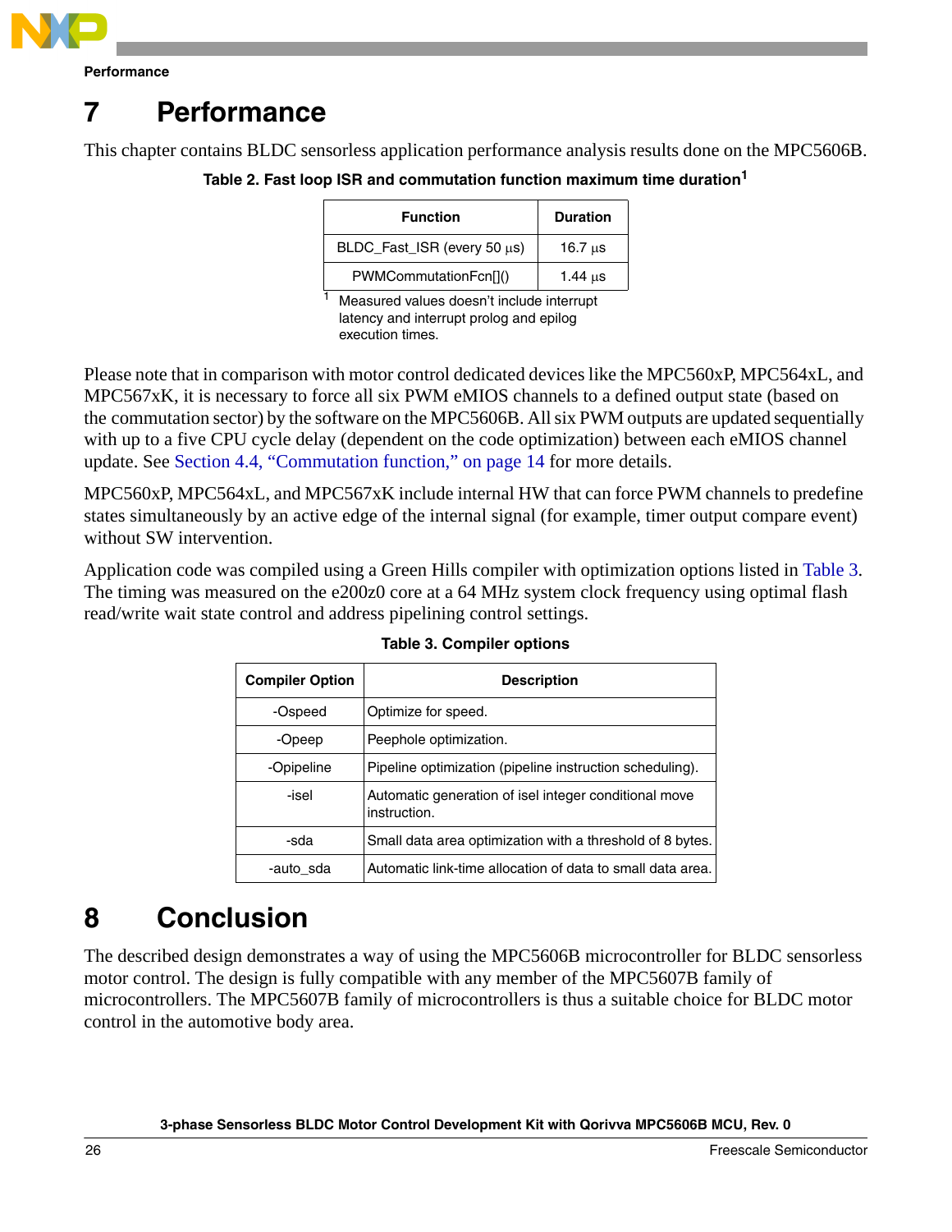# 7 Performance

This chapter contains BLDC sensorless application performance analysis results done on the MPC5606B.

**Table 2. Fast loop ISR and commutation function maximum time duration**[1]

| Function | Duration |
|---|---|
| BLDC_Fast_ISR (every 50 µs) | 16.7 µs |
| PWMCommutationFcn[]() | 1.44 µs |

[1] Measured values doesn't include interrupt latency and interrupt prolog and epilog execution times.

Please note that in comparison with motor control dedicated devices like the MPC560xP, MPC564xL, and MPC567xK, it is necessary to force all six PWM eMIOS channels to a defined output state (based on the commutation sector) by the software on the MPC5606B. All six PWM outputs are updated sequentially with up to a five CPU cycle delay (dependent on the code optimization) between each eMIOS channel update. See Section 4.4, "Commutation function," on page 14 for more details.

MPC560xP, MPC564xL, and MPC567xK include internal HW that can force PWM channels to predefine states simultaneously by an active edge of the internal signal (for example, timer output compare event) without SW intervention.

Application code was compiled using a Green Hills compiler with optimization options listed in Table 3. The timing was measured on the e200z0 core at a 64 MHz system clock frequency using optimal flash read/write wait state control and address pipelining control settings.

**Table 3. Compiler options**

| Compiler Option | Description |
|---|---|
| -Ospeed | Optimize for speed. |
| -Opeep | Peephole optimization. |
| -Opipeline | Pipeline optimization (pipeline instruction scheduling). |
| -isel | Automatic generation of isel integer conditional move instruction. |
| -sda | Small data area optimization with a threshold of 8 bytes. |
| -auto_sda | Automatic link-time allocation of data to small data area. |

# 8 Conclusion

The described design demonstrates a way of using the MPC5606B microcontroller for BLDC sensorless motor control. The design is fully compatible with any member of the MPC5607B family of microcontrollers. The MPC5607B family of microcontrollers is thus a suitable choice for BLDC motor control in the automotive body area.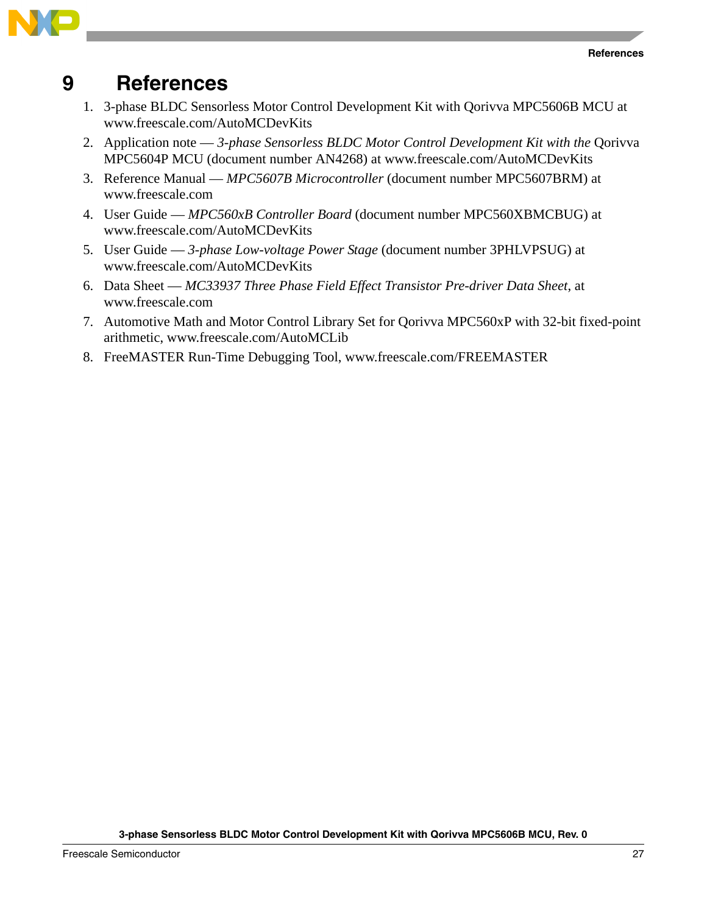# 9 References

1. 3-phase BLDC Sensorless Motor Control Development Kit with Qorivva MPC5606B MCU at www.freescale.com/AutoMCDevKits
2. Application note — *3-phase Sensorless BLDC Motor Control Development Kit with the* Qorivva MPC5604P MCU (document number AN4268) at www.freescale.com/AutoMCDevKits
3. Reference Manual — *MPC5607B Microcontroller* (document number MPC5607BRM) at www.freescale.com
4. User Guide — *MPC560xB Controller Board* (document number MPC560XBMCBUG) at www.freescale.com/AutoMCDevKits
5. User Guide — *3-phase Low-voltage Power Stage* (document number 3PHLVPSUG) at www.freescale.com/AutoMCDevKits
6. Data Sheet — *MC33937 Three Phase Field Effect Transistor Pre-driver Data Sheet*, at www.freescale.com
7. Automotive Math and Motor Control Library Set for Qorivva MPC560xP with 32-bit fixed-point arithmetic, www.freescale.com/AutoMCLib
8. FreeMASTER Run-Time Debugging Tool, www.freescale.com/FREEMASTER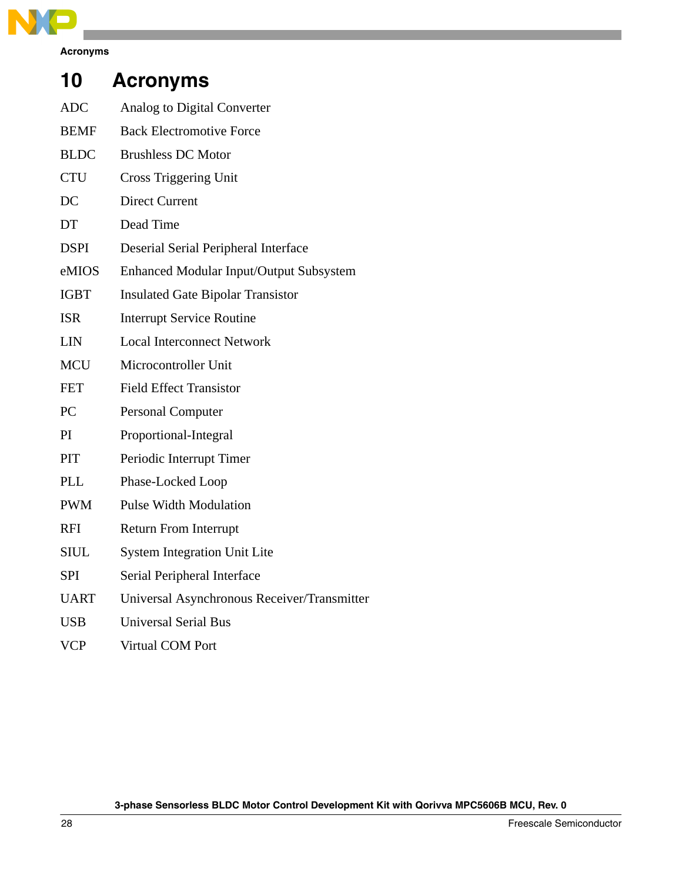# 10 Acronyms

| | |
|---|---|
| ADC | Analog to Digital Converter |
| BEMF | Back Electromotive Force |
| BLDC | Brushless DC Motor |
| CTU | Cross Triggering Unit |
| DC | Direct Current |
| DT | Dead Time |
| DSPI | Deserial Serial Peripheral Interface |
| eMIOS | Enhanced Modular Input/Output Subsystem |
| IGBT | Insulated Gate Bipolar Transistor |
| ISR | Interrupt Service Routine |
| LIN | Local Interconnect Network |
| MCU | Microcontroller Unit |
| FET | Field Effect Transistor |
| PC | Personal Computer |
| PI | Proportional-Integral |
| PIT | Periodic Interrupt Timer |
| PLL | Phase-Locked Loop |
| PWM | Pulse Width Modulation |
| RFI | Return From Interrupt |
| SIUL | System Integration Unit Lite |
| SPI | Serial Peripheral Interface |
| UART | Universal Asynchronous Receiver/Transmitter |
| USB | Universal Serial Bus |
| VCP | Virtual COM Port |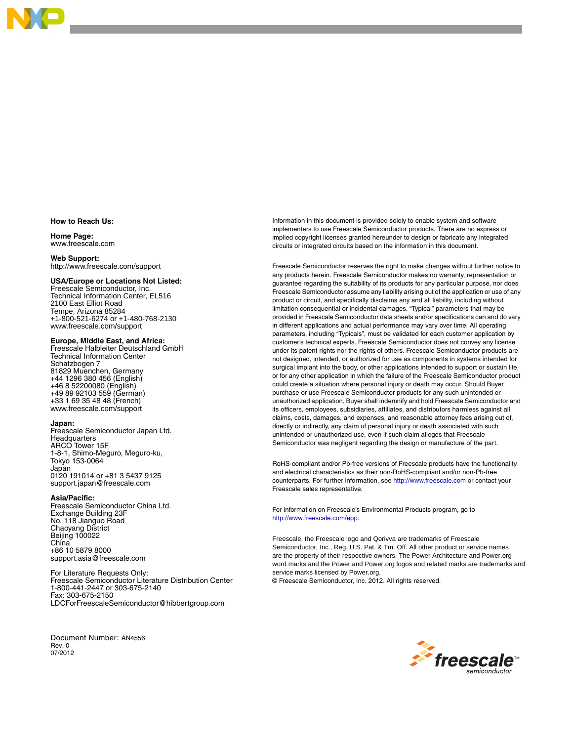**How to Reach Us:**

**Home Page:**
www.freescale.com

**Web Support:**
http://www.freescale.com/support

**USA/Europe or Locations Not Listed:**
Freescale Semiconductor, Inc.
Technical Information Center, EL516
2100 East Elliot Road
Tempe, Arizona 85284
+1-800-521-6274 or +1-480-768-2130
www.freescale.com/support

**Europe, Middle East, and Africa:**
Freescale Halbleiter Deutschland GmbH
Technical Information Center
Schatzbogen 7
81829 Muenchen, Germany
+44 1296 380 456 (English)
+46 8 52200080 (English)
+49 89 92103 559 (German)
+33 1 69 35 48 48 (French)
www.freescale.com/support

**Japan:**
Freescale Semiconductor Japan Ltd.
Headquarters
ARCO Tower 15F
1-8-1, Shimo-Meguro, Meguro-ku,
Tokyo 153-0064
Japan
0120 191014 or +81 3 5437 9125
support.japan@freescale.com

**Asia/Pacific:**
Freescale Semiconductor China Ltd.
Exchange Building 23F
No. 118 Jianguo Road
Chaoyang District
Beijing 100022
China
+86 10 5879 8000
support.asia@freescale.com

For Literature Requests Only:
Freescale Semiconductor Literature Distribution Center
1-800-441-2447 or 303-675-2140
Fax: 303-675-2150
LDCForFreescaleSemiconductor@hibbertgroup.com

Information in this document is provided solely to enable system and software implementers to use Freescale Semiconductor products. There are no express or implied copyright licenses granted hereunder to design or fabricate any integrated circuits or integrated circuits based on the information in this document.

Freescale Semiconductor reserves the right to make changes without further notice to any products herein. Freescale Semiconductor makes no warranty, representation or guarantee regarding the suitability of its products for any particular purpose, nor does Freescale Semiconductor assume any liability arising out of the application or use of any product or circuit, and specifically disclaims any and all liability, including without limitation consequential or incidental damages. "Typical" parameters that may be provided in Freescale Semiconductor data sheets and/or specifications can and do vary in different applications and actual performance may vary over time. All operating parameters, including "Typicals", must be validated for each customer application by customer's technical experts. Freescale Semiconductor does not convey any license under its patent rights nor the rights of others. Freescale Semiconductor products are not designed, intended, or authorized for use as components in systems intended for surgical implant into the body, or other applications intended to support or sustain life, or for any other application in which the failure of the Freescale Semiconductor product could create a situation where personal injury or death may occur. Should Buyer purchase or use Freescale Semiconductor products for any such unintended or unauthorized application, Buyer shall indemnify and hold Freescale Semiconductor and its officers, employees, subsidiaries, affiliates, and distributors harmless against all claims, costs, damages, and expenses, and reasonable attorney fees arising out of, directly or indirectly, any claim of personal injury or death associated with such unintended or unauthorized use, even if such claim alleges that Freescale Semiconductor was negligent regarding the design or manufacture of the part.

RoHS-compliant and/or Pb-free versions of Freescale products have the functionality and electrical characteristics as their non-RoHS-compliant and/or non-Pb-free counterparts. For further information, see http://www.freescale.com or contact your Freescale sales representative.

For information on Freescale's Environmental Products program, go to http://www.freescale.com/epp.

Freescale, the Freescale logo and Qorivva are trademarks of Freescale Semiconductor, Inc., Reg. U.S. Pat. & Tm. Off. All other product or service names are the property of their respective owners. The Power Architecture and Power.org word marks and the Power and Power.org logos and related marks are trademarks and service marks licensed by Power.org.
© Freescale Semiconductor, Inc. 2012. All rights reserved.

Document Number: AN4556
Rev. 0
07/2012